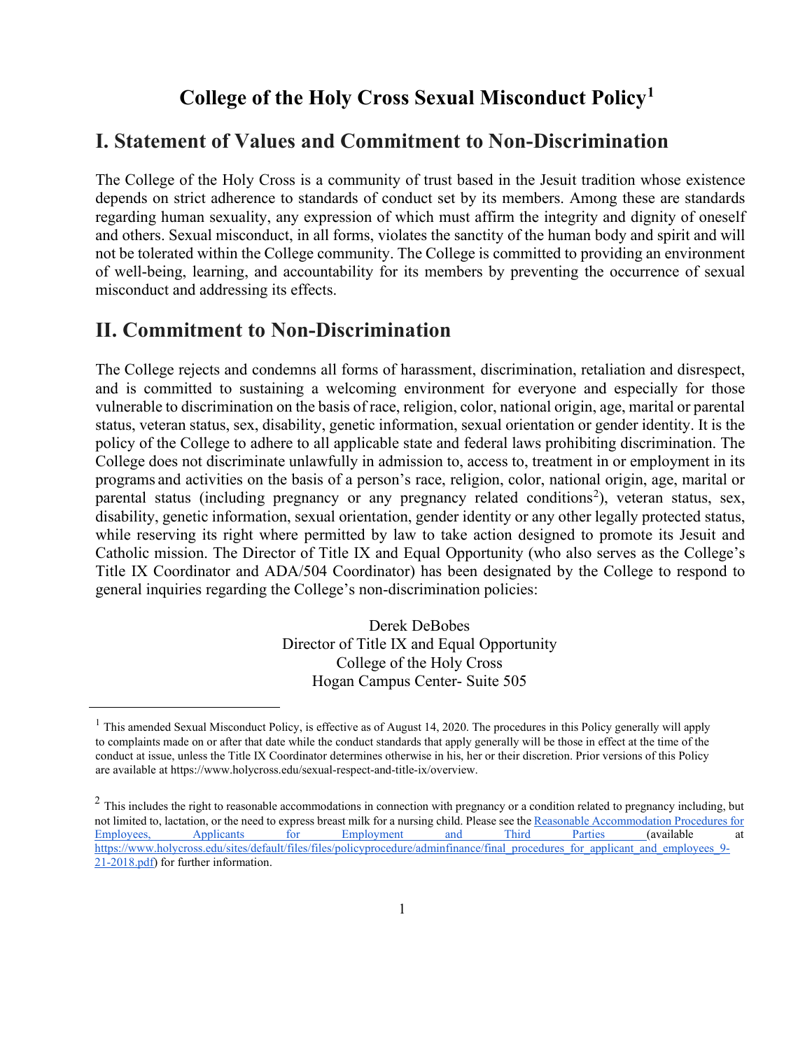# College of the Holy Cross Sexual Misconduct Policy[1]

## I. Statement of Values and Commitment to Non-Discrimination

The College of the Holy Cross is a community of trust based in the Jesuit tradition whose existence depends on strict adherence to standards of conduct set by its members. Among these are standards regarding human sexuality, any expression of which must affirm the integrity and dignity of oneself and others. Sexual misconduct, in all forms, violates the sanctity of the human body and spirit and will not be tolerated within the College community. The College is committed to providing an environment of well-being, learning, and accountability for its members by preventing the occurrence of sexual misconduct and addressing its effects.

## II. Commitment to Non-Discrimination

The College rejects and condemns all forms of harassment, discrimination, retaliation and disrespect, and is committed to sustaining a welcoming environment for everyone and especially for those vulnerable to discrimination on the basis of race, religion, color, national origin, age, marital or parental status, veteran status, sex, disability, genetic information, sexual orientation or gender identity. It is the policy of the College to adhere to all applicable state and federal laws prohibiting discrimination. The College does not discriminate unlawfully in admission to, access to, treatment in or employment in its programs and activities on the basis of a person's race, religion, color, national origin, age, marital or parental status (including pregnancy or any pregnancy related conditions[2]), veteran status, sex, disability, genetic information, sexual orientation, gender identity or any other legally protected status, while reserving its right where permitted by law to take action designed to promote its Jesuit and Catholic mission. The Director of Title IX and Equal Opportunity (who also serves as the College's Title IX Coordinator and ADA/504 Coordinator) has been designated by the College to respond to general inquiries regarding the College's non-discrimination policies:

Derek DeBobes
Director of Title IX and Equal Opportunity
College of the Holy Cross
Hogan Campus Center- Suite 505

---

[1] This amended Sexual Misconduct Policy, is effective as of August 14, 2020. The procedures in this Policy generally will apply to complaints made on or after that date while the conduct standards that apply generally will be those in effect at the time of the conduct at issue, unless the Title IX Coordinator determines otherwise in his, her or their discretion. Prior versions of this Policy are available at https://www.holycross.edu/sexual-respect-and-title-ix/overview.

[2] This includes the right to reasonable accommodations in connection with pregnancy or a condition related to pregnancy including, but not limited to, lactation, or the need to express breast milk for a nursing child. Please see the Reasonable Accommodation Procedures for Employees, Applicants for Employment and Third Parties (available at https://www.holycross.edu/sites/default/files/files/policyprocedure/adminfinance/final_procedures_for_applicant_and_employees_9-21-2018.pdf) for further information.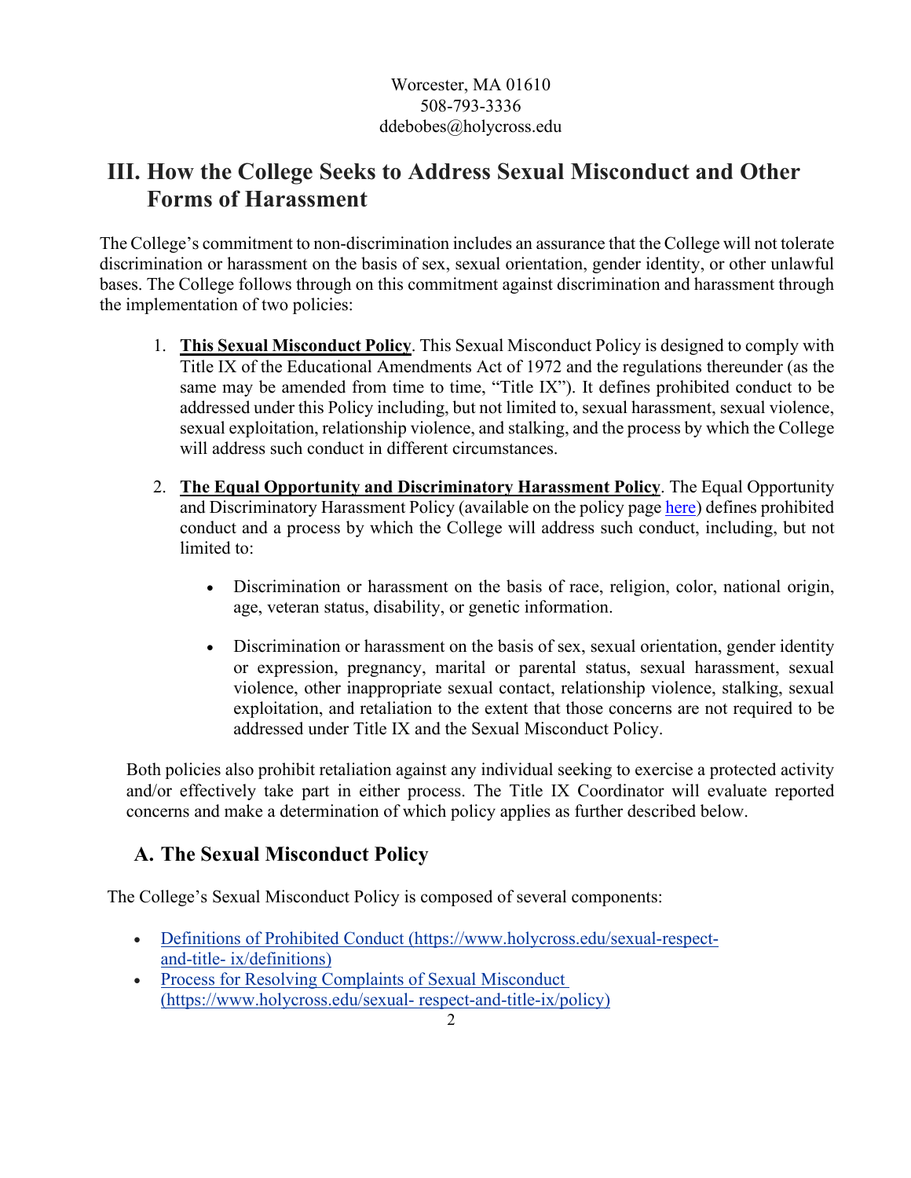Worcester, MA 01610
508-793-3336
ddebobes@holycross.edu

## III. How the College Seeks to Address Sexual Misconduct and Other Forms of Harassment

The College's commitment to non-discrimination includes an assurance that the College will not tolerate discrimination or harassment on the basis of sex, sexual orientation, gender identity, or other unlawful bases. The College follows through on this commitment against discrimination and harassment through the implementation of two policies:

1. **This Sexual Misconduct Policy**. This Sexual Misconduct Policy is designed to comply with Title IX of the Educational Amendments Act of 1972 and the regulations thereunder (as the same may be amended from time to time, "Title IX"). It defines prohibited conduct to be addressed under this Policy including, but not limited to, sexual harassment, sexual violence, sexual exploitation, relationship violence, and stalking, and the process by which the College will address such conduct in different circumstances.

2. **The Equal Opportunity and Discriminatory Harassment Policy**. The Equal Opportunity and Discriminatory Harassment Policy (available on the policy page [here]) defines prohibited conduct and a process by which the College will address such conduct, including, but not limited to:

   - Discrimination or harassment on the basis of race, religion, color, national origin, age, veteran status, disability, or genetic information.

   - Discrimination or harassment on the basis of sex, sexual orientation, gender identity or expression, pregnancy, marital or parental status, sexual harassment, sexual violence, other inappropriate sexual contact, relationship violence, stalking, sexual exploitation, and retaliation to the extent that those concerns are not required to be addressed under Title IX and the Sexual Misconduct Policy.

Both policies also prohibit retaliation against any individual seeking to exercise a protected activity and/or effectively take part in either process. The Title IX Coordinator will evaluate reported concerns and make a determination of which policy applies as further described below.

### A. The Sexual Misconduct Policy

The College's Sexual Misconduct Policy is composed of several components:

- [Definitions of Prohibited Conduct (https://www.holycross.edu/sexual-respect-and-title- ix/definitions)]
- [Process for Resolving Complaints of Sexual Misconduct (https://www.holycross.edu/sexual- respect-and-title-ix/policy)]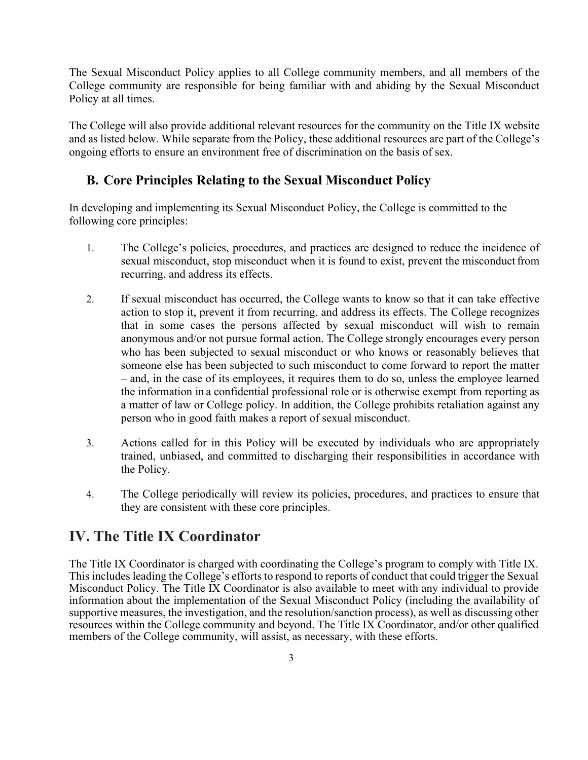The Sexual Misconduct Policy applies to all College community members, and all members of the College community are responsible for being familiar with and abiding by the Sexual Misconduct Policy at all times.

The College will also provide additional relevant resources for the community on the Title IX website and as listed below. While separate from the Policy, these additional resources are part of the College's ongoing efforts to ensure an environment free of discrimination on the basis of sex.

### B. Core Principles Relating to the Sexual Misconduct Policy

In developing and implementing its Sexual Misconduct Policy, the College is committed to the following core principles:

1. The College's policies, procedures, and practices are designed to reduce the incidence of sexual misconduct, stop misconduct when it is found to exist, prevent the misconduct from recurring, and address its effects.

2. If sexual misconduct has occurred, the College wants to know so that it can take effective action to stop it, prevent it from recurring, and address its effects. The College recognizes that in some cases the persons affected by sexual misconduct will wish to remain anonymous and/or not pursue formal action. The College strongly encourages every person who has been subjected to sexual misconduct or who knows or reasonably believes that someone else has been subjected to such misconduct to come forward to report the matter – and, in the case of its employees, it requires them to do so, unless the employee learned the information in a confidential professional role or is otherwise exempt from reporting as a matter of law or College policy. In addition, the College prohibits retaliation against any person who in good faith makes a report of sexual misconduct.

3. Actions called for in this Policy will be executed by individuals who are appropriately trained, unbiased, and committed to discharging their responsibilities in accordance with the Policy.

4. The College periodically will review its policies, procedures, and practices to ensure that they are consistent with these core principles.

## IV. The Title IX Coordinator

The Title IX Coordinator is charged with coordinating the College's program to comply with Title IX. This includes leading the College's efforts to respond to reports of conduct that could trigger the Sexual Misconduct Policy. The Title IX Coordinator is also available to meet with any individual to provide information about the implementation of the Sexual Misconduct Policy (including the availability of supportive measures, the investigation, and the resolution/sanction process), as well as discussing other resources within the College community and beyond. The Title IX Coordinator, and/or other qualified members of the College community, will assist, as necessary, with these efforts.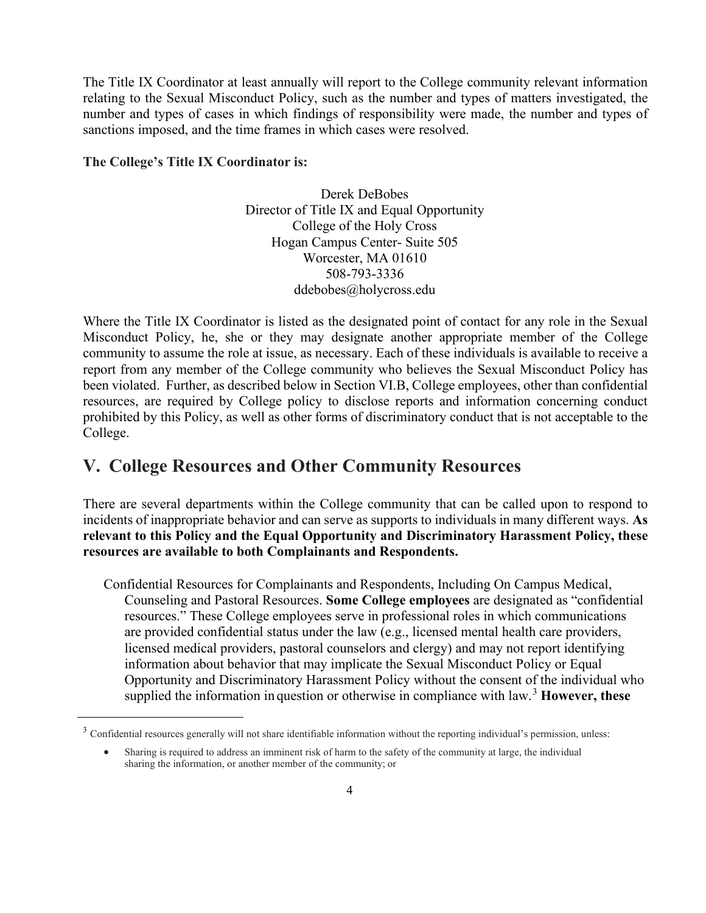The Title IX Coordinator at least annually will report to the College community relevant information relating to the Sexual Misconduct Policy, such as the number and types of matters investigated, the number and types of cases in which findings of responsibility were made, the number and types of sanctions imposed, and the time frames in which cases were resolved.

**The College's Title IX Coordinator is:**

Derek DeBobes
Director of Title IX and Equal Opportunity
College of the Holy Cross
Hogan Campus Center- Suite 505
Worcester, MA 01610
508-793-3336
ddebobes@holycross.edu

Where the Title IX Coordinator is listed as the designated point of contact for any role in the Sexual Misconduct Policy, he, she or they may designate another appropriate member of the College community to assume the role at issue, as necessary. Each of these individuals is available to receive a report from any member of the College community who believes the Sexual Misconduct Policy has been violated. Further, as described below in Section VI.B, College employees, other than confidential resources, are required by College policy to disclose reports and information concerning conduct prohibited by this Policy, as well as other forms of discriminatory conduct that is not acceptable to the College.

## V. College Resources and Other Community Resources

There are several departments within the College community that can be called upon to respond to incidents of inappropriate behavior and can serve as supports to individuals in many different ways. **As relevant to this Policy and the Equal Opportunity and Discriminatory Harassment Policy, these resources are available to both Complainants and Respondents.**

Confidential Resources for Complainants and Respondents, Including On Campus Medical, Counseling and Pastoral Resources. **Some College employees** are designated as "confidential resources." These College employees serve in professional roles in which communications are provided confidential status under the law (e.g., licensed mental health care providers, licensed medical providers, pastoral counselors and clergy) and may not report identifying information about behavior that may implicate the Sexual Misconduct Policy or Equal Opportunity and Discriminatory Harassment Policy without the consent of the individual who supplied the information in question or otherwise in compliance with law.[3] **However, these**

[3] Confidential resources generally will not share identifiable information without the reporting individual's permission, unless:

- Sharing is required to address an imminent risk of harm to the safety of the community at large, the individual sharing the information, or another member of the community; or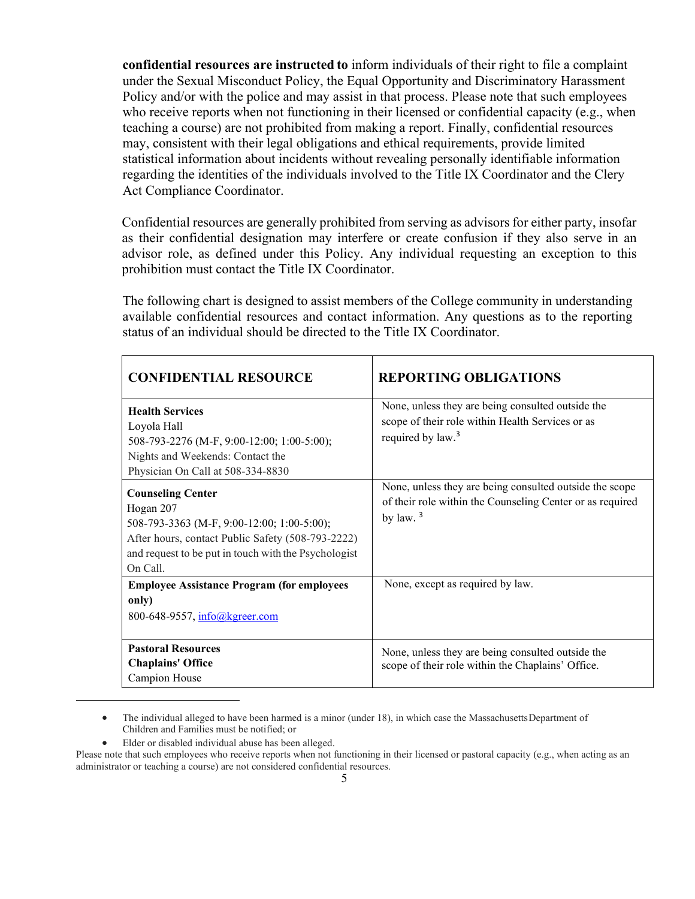**confidential resources are instructed to** inform individuals of their right to file a complaint under the Sexual Misconduct Policy, the Equal Opportunity and Discriminatory Harassment Policy and/or with the police and may assist in that process. Please note that such employees who receive reports when not functioning in their licensed or confidential capacity (e.g., when teaching a course) are not prohibited from making a report. Finally, confidential resources may, consistent with their legal obligations and ethical requirements, provide limited statistical information about incidents without revealing personally identifiable information regarding the identities of the individuals involved to the Title IX Coordinator and the Clery Act Compliance Coordinator.

Confidential resources are generally prohibited from serving as advisors for either party, insofar as their confidential designation may interfere or create confusion if they also serve in an advisor role, as defined under this Policy. Any individual requesting an exception to this prohibition must contact the Title IX Coordinator.

The following chart is designed to assist members of the College community in understanding available confidential resources and contact information. Any questions as to the reporting status of an individual should be directed to the Title IX Coordinator.

| CONFIDENTIAL RESOURCE | REPORTING OBLIGATIONS |
|---|---|
| **Health Services**<br>Loyola Hall<br>508-793-2276 (M-F, 9:00-12:00; 1:00-5:00);<br>Nights and Weekends: Contact the Physician On Call at 508-334-8830 | None, unless they are being consulted outside the scope of their role within Health Services or as required by law.[3] |
| **Counseling Center**<br>Hogan 207<br>508-793-3363 (M-F, 9:00-12:00; 1:00-5:00);<br>After hours, contact Public Safety (508-793-2222) and request to be put in touch with the Psychologist On Call. | None, unless they are being consulted outside the scope of their role within the Counseling Center or as required by law. [3] |
| **Employee Assistance Program (for employees only)**<br>800-648-9557, info@kgreer.com | None, except as required by law. |
| **Pastoral Resources**<br>**Chaplains' Office**<br>Campion House | None, unless they are being consulted outside the scope of their role within the Chaplains' Office. |

- The individual alleged to have been harmed is a minor (under 18), in which case the Massachusetts Department of Children and Families must be notified; or
- Elder or disabled individual abuse has been alleged.

Please note that such employees who receive reports when not functioning in their licensed or pastoral capacity (e.g., when acting as an administrator or teaching a course) are not considered confidential resources.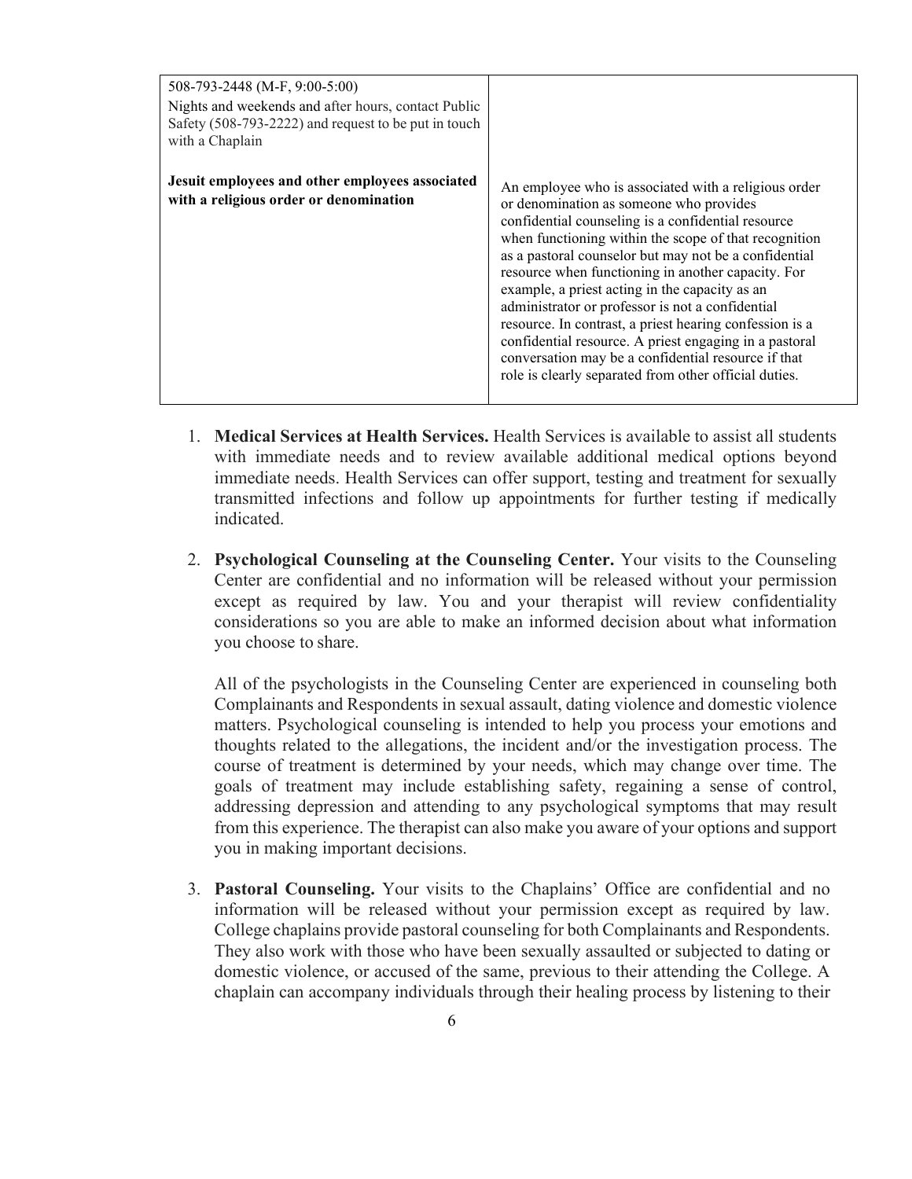| | |
|---|---|
| 508-793-2448 (M-F, 9:00-5:00)<br>Nights and weekends and after hours, contact Public Safety (508-793-2222) and request to be put in touch with a Chaplain | |
| **Jesuit employees and other employees associated with a religious order or denomination** | An employee who is associated with a religious order or denomination as someone who provides confidential counseling is a confidential resource when functioning within the scope of that recognition as a pastoral counselor but may not be a confidential resource when functioning in another capacity. For example, a priest acting in the capacity as an administrator or professor is not a confidential resource. In contrast, a priest hearing confession is a confidential resource. A priest engaging in a pastoral conversation may be a confidential resource if that role is clearly separated from other official duties. |

1. **Medical Services at Health Services.** Health Services is available to assist all students with immediate needs and to review available additional medical options beyond immediate needs. Health Services can offer support, testing and treatment for sexually transmitted infections and follow up appointments for further testing if medically indicated.

2. **Psychological Counseling at the Counseling Center.** Your visits to the Counseling Center are confidential and no information will be released without your permission except as required by law. You and your therapist will review confidentiality considerations so you are able to make an informed decision about what information you choose to share.

   All of the psychologists in the Counseling Center are experienced in counseling both Complainants and Respondents in sexual assault, dating violence and domestic violence matters. Psychological counseling is intended to help you process your emotions and thoughts related to the allegations, the incident and/or the investigation process. The course of treatment is determined by your needs, which may change over time. The goals of treatment may include establishing safety, regaining a sense of control, addressing depression and attending to any psychological symptoms that may result from this experience. The therapist can also make you aware of your options and support you in making important decisions.

3. **Pastoral Counseling.** Your visits to the Chaplains' Office are confidential and no information will be released without your permission except as required by law. College chaplains provide pastoral counseling for both Complainants and Respondents. They also work with those who have been sexually assaulted or subjected to dating or domestic violence, or accused of the same, previous to their attending the College. A chaplain can accompany individuals through their healing process by listening to their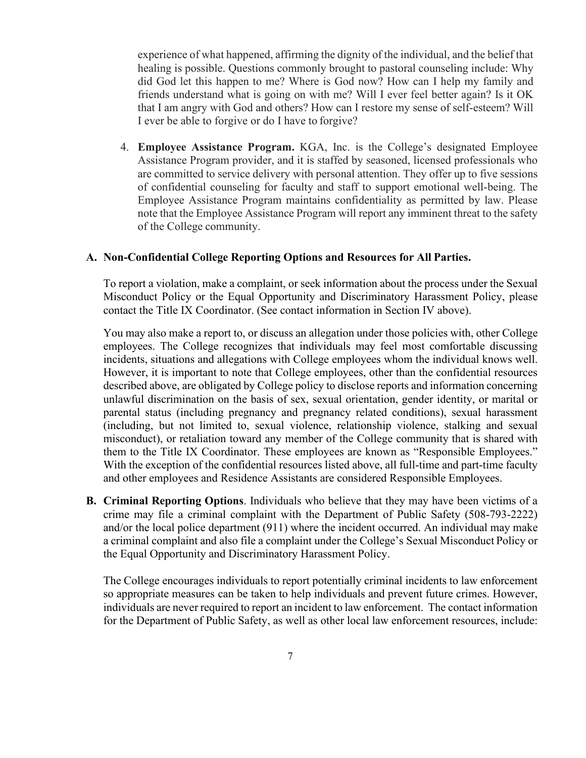experience of what happened, affirming the dignity of the individual, and the belief that healing is possible. Questions commonly brought to pastoral counseling include: Why did God let this happen to me? Where is God now? How can I help my family and friends understand what is going on with me? Will I ever feel better again? Is it OK that I am angry with God and others? How can I restore my sense of self-esteem? Will I ever be able to forgive or do I have to forgive?

4. **Employee Assistance Program.** KGA, Inc. is the College's designated Employee Assistance Program provider, and it is staffed by seasoned, licensed professionals who are committed to service delivery with personal attention. They offer up to five sessions of confidential counseling for faculty and staff to support emotional well-being. The Employee Assistance Program maintains confidentiality as permitted by law. Please note that the Employee Assistance Program will report any imminent threat to the safety of the College community.

### A. Non-Confidential College Reporting Options and Resources for All Parties.

To report a violation, make a complaint, or seek information about the process under the Sexual Misconduct Policy or the Equal Opportunity and Discriminatory Harassment Policy, please contact the Title IX Coordinator. (See contact information in Section IV above).

You may also make a report to, or discuss an allegation under those policies with, other College employees. The College recognizes that individuals may feel most comfortable discussing incidents, situations and allegations with College employees whom the individual knows well. However, it is important to note that College employees, other than the confidential resources described above, are obligated by College policy to disclose reports and information concerning unlawful discrimination on the basis of sex, sexual orientation, gender identity, or marital or parental status (including pregnancy and pregnancy related conditions), sexual harassment (including, but not limited to, sexual violence, relationship violence, stalking and sexual misconduct), or retaliation toward any member of the College community that is shared with them to the Title IX Coordinator. These employees are known as "Responsible Employees." With the exception of the confidential resources listed above, all full-time and part-time faculty and other employees and Residence Assistants are considered Responsible Employees.

**B. Criminal Reporting Options**. Individuals who believe that they may have been victims of a crime may file a criminal complaint with the Department of Public Safety (508-793-2222) and/or the local police department (911) where the incident occurred. An individual may make a criminal complaint and also file a complaint under the College's Sexual Misconduct Policy or the Equal Opportunity and Discriminatory Harassment Policy.

The College encourages individuals to report potentially criminal incidents to law enforcement so appropriate measures can be taken to help individuals and prevent future crimes. However, individuals are never required to report an incident to law enforcement. The contact information for the Department of Public Safety, as well as other local law enforcement resources, include: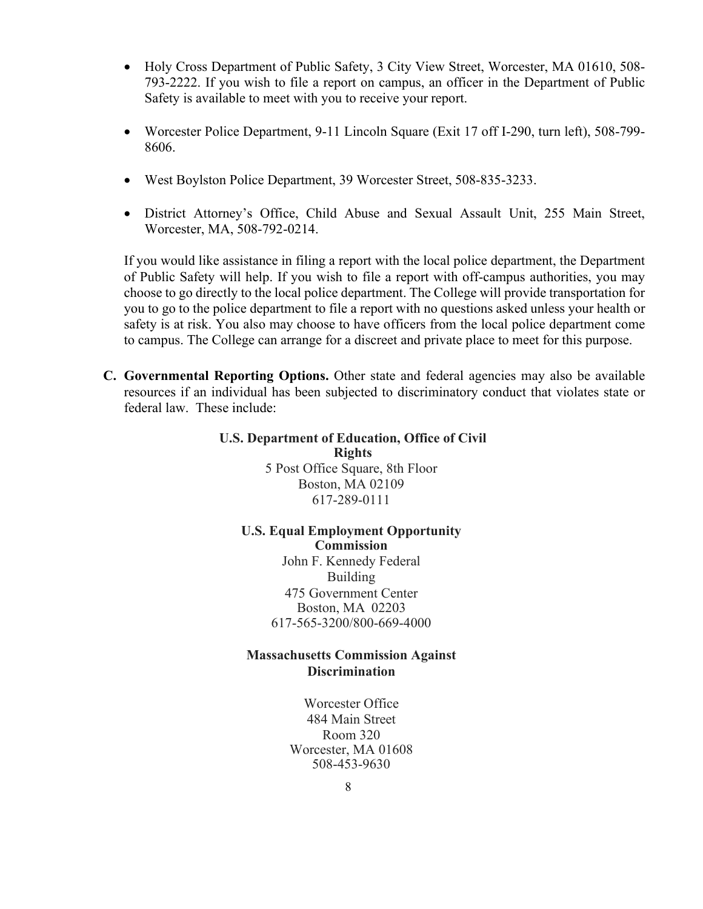- Holy Cross Department of Public Safety, 3 City View Street, Worcester, MA 01610, 508-793-2222. If you wish to file a report on campus, an officer in the Department of Public Safety is available to meet with you to receive your report.

- Worcester Police Department, 9-11 Lincoln Square (Exit 17 off I-290, turn left), 508-799-8606.

- West Boylston Police Department, 39 Worcester Street, 508-835-3233.

- District Attorney's Office, Child Abuse and Sexual Assault Unit, 255 Main Street, Worcester, MA, 508-792-0214.

If you would like assistance in filing a report with the local police department, the Department of Public Safety will help. If you wish to file a report with off-campus authorities, you may choose to go directly to the local police department. The College will provide transportation for you to go to the police department to file a report with no questions asked unless your health or safety is at risk. You also may choose to have officers from the local police department come to campus. The College can arrange for a discreet and private place to meet for this purpose.

**C. Governmental Reporting Options.** Other state and federal agencies may also be available resources if an individual has been subjected to discriminatory conduct that violates state or federal law. These include:

**U.S. Department of Education, Office of Civil Rights**
5 Post Office Square, 8th Floor
Boston, MA 02109
617-289-0111

**U.S. Equal Employment Opportunity Commission**
John F. Kennedy Federal Building
475 Government Center
Boston, MA 02203
617-565-3200/800-669-4000

**Massachusetts Commission Against Discrimination**

Worcester Office
484 Main Street
Room 320
Worcester, MA 01608
508-453-9630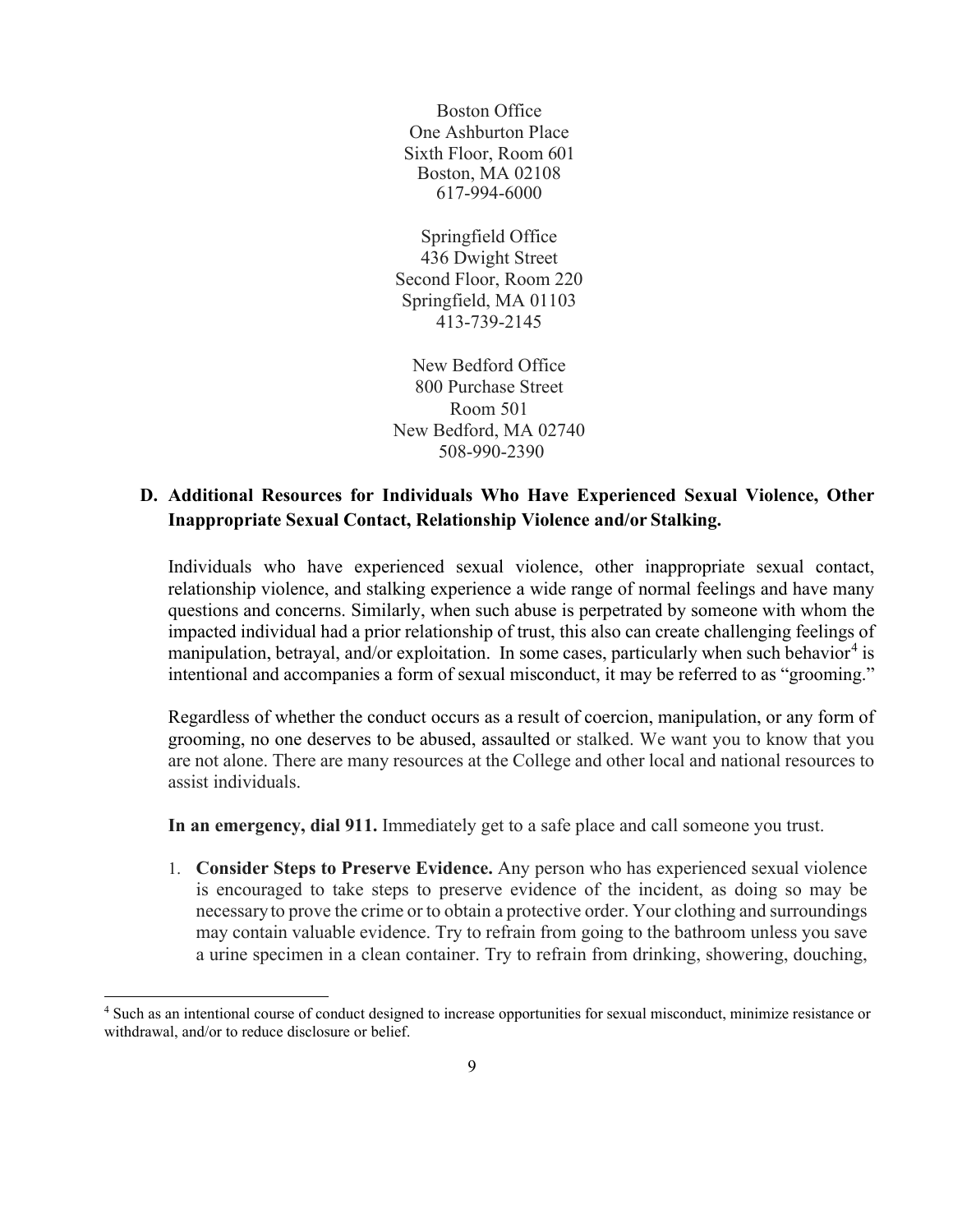Boston Office
One Ashburton Place
Sixth Floor, Room 601
Boston, MA 02108
617-994-6000

Springfield Office
436 Dwight Street
Second Floor, Room 220
Springfield, MA 01103
413-739-2145

New Bedford Office
800 Purchase Street
Room 501
New Bedford, MA 02740
508-990-2390

### D. Additional Resources for Individuals Who Have Experienced Sexual Violence, Other Inappropriate Sexual Contact, Relationship Violence and/or Stalking.

Individuals who have experienced sexual violence, other inappropriate sexual contact, relationship violence, and stalking experience a wide range of normal feelings and have many questions and concerns. Similarly, when such abuse is perpetrated by someone with whom the impacted individual had a prior relationship of trust, this also can create challenging feelings of manipulation, betrayal, and/or exploitation. In some cases, particularly when such behavior[4] is intentional and accompanies a form of sexual misconduct, it may be referred to as "grooming."

Regardless of whether the conduct occurs as a result of coercion, manipulation, or any form of grooming, no one deserves to be abused, assaulted or stalked. We want you to know that you are not alone. There are many resources at the College and other local and national resources to assist individuals.

**In an emergency, dial 911.** Immediately get to a safe place and call someone you trust.

1. **Consider Steps to Preserve Evidence.** Any person who has experienced sexual violence is encouraged to take steps to preserve evidence of the incident, as doing so may be necessary to prove the crime or to obtain a protective order. Your clothing and surroundings may contain valuable evidence. Try to refrain from going to the bathroom unless you save a urine specimen in a clean container. Try to refrain from drinking, showering, douching,

[4] Such as an intentional course of conduct designed to increase opportunities for sexual misconduct, minimize resistance or withdrawal, and/or to reduce disclosure or belief.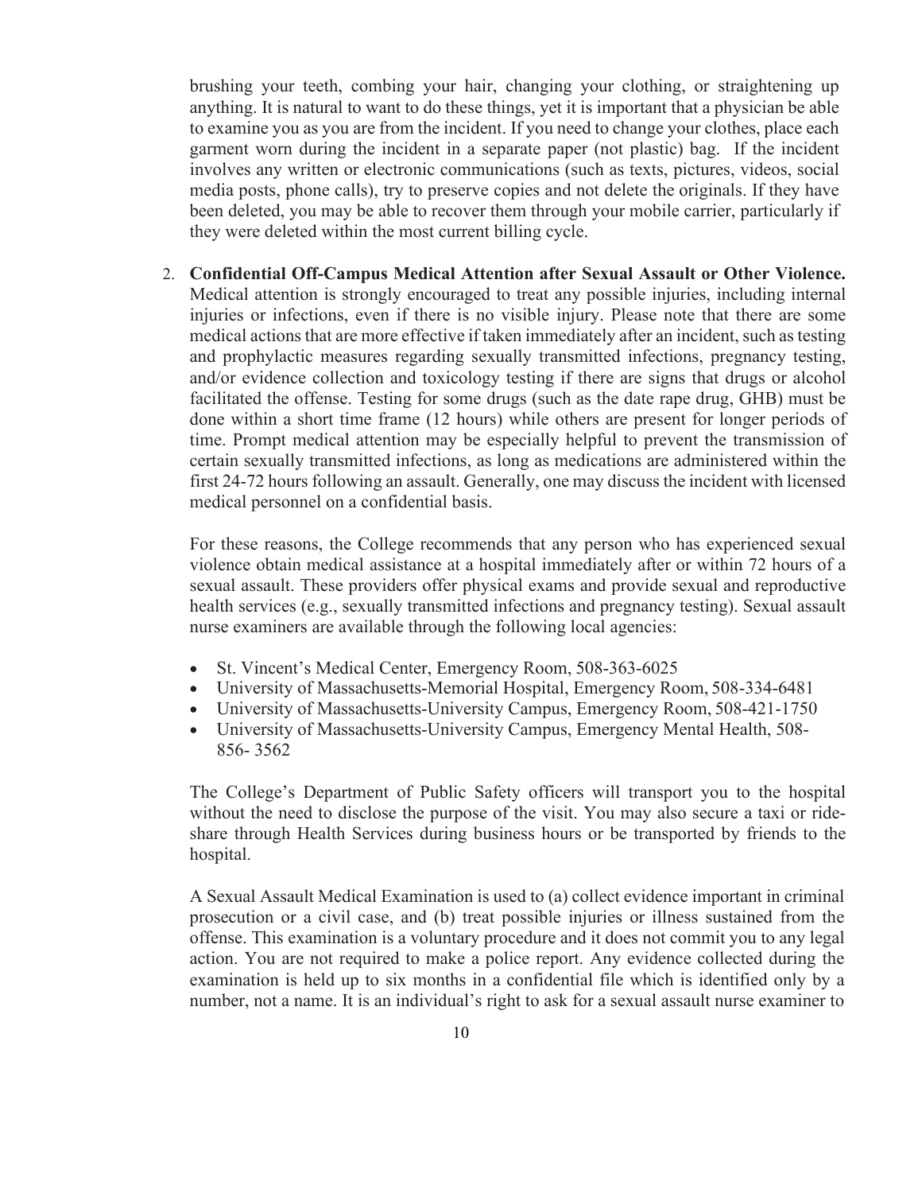brushing your teeth, combing your hair, changing your clothing, or straightening up anything. It is natural to want to do these things, yet it is important that a physician be able to examine you as you are from the incident. If you need to change your clothes, place each garment worn during the incident in a separate paper (not plastic) bag. If the incident involves any written or electronic communications (such as texts, pictures, videos, social media posts, phone calls), try to preserve copies and not delete the originals. If they have been deleted, you may be able to recover them through your mobile carrier, particularly if they were deleted within the most current billing cycle.

2. **Confidential Off-Campus Medical Attention after Sexual Assault or Other Violence.** Medical attention is strongly encouraged to treat any possible injuries, including internal injuries or infections, even if there is no visible injury. Please note that there are some medical actions that are more effective if taken immediately after an incident, such as testing and prophylactic measures regarding sexually transmitted infections, pregnancy testing, and/or evidence collection and toxicology testing if there are signs that drugs or alcohol facilitated the offense. Testing for some drugs (such as the date rape drug, GHB) must be done within a short time frame (12 hours) while others are present for longer periods of time. Prompt medical attention may be especially helpful to prevent the transmission of certain sexually transmitted infections, as long as medications are administered within the first 24-72 hours following an assault. Generally, one may discuss the incident with licensed medical personnel on a confidential basis.

   For these reasons, the College recommends that any person who has experienced sexual violence obtain medical assistance at a hospital immediately after or within 72 hours of a sexual assault. These providers offer physical exams and provide sexual and reproductive health services (e.g., sexually transmitted infections and pregnancy testing). Sexual assault nurse examiners are available through the following local agencies:

   - St. Vincent's Medical Center, Emergency Room, 508-363-6025
   - University of Massachusetts-Memorial Hospital, Emergency Room, 508-334-6481
   - University of Massachusetts-University Campus, Emergency Room, 508-421-1750
   - University of Massachusetts-University Campus, Emergency Mental Health, 508-856- 3562

   The College's Department of Public Safety officers will transport you to the hospital without the need to disclose the purpose of the visit. You may also secure a taxi or ride-share through Health Services during business hours or be transported by friends to the hospital.

   A Sexual Assault Medical Examination is used to (a) collect evidence important in criminal prosecution or a civil case, and (b) treat possible injuries or illness sustained from the offense. This examination is a voluntary procedure and it does not commit you to any legal action. You are not required to make a police report. Any evidence collected during the examination is held up to six months in a confidential file which is identified only by a number, not a name. It is an individual's right to ask for a sexual assault nurse examiner to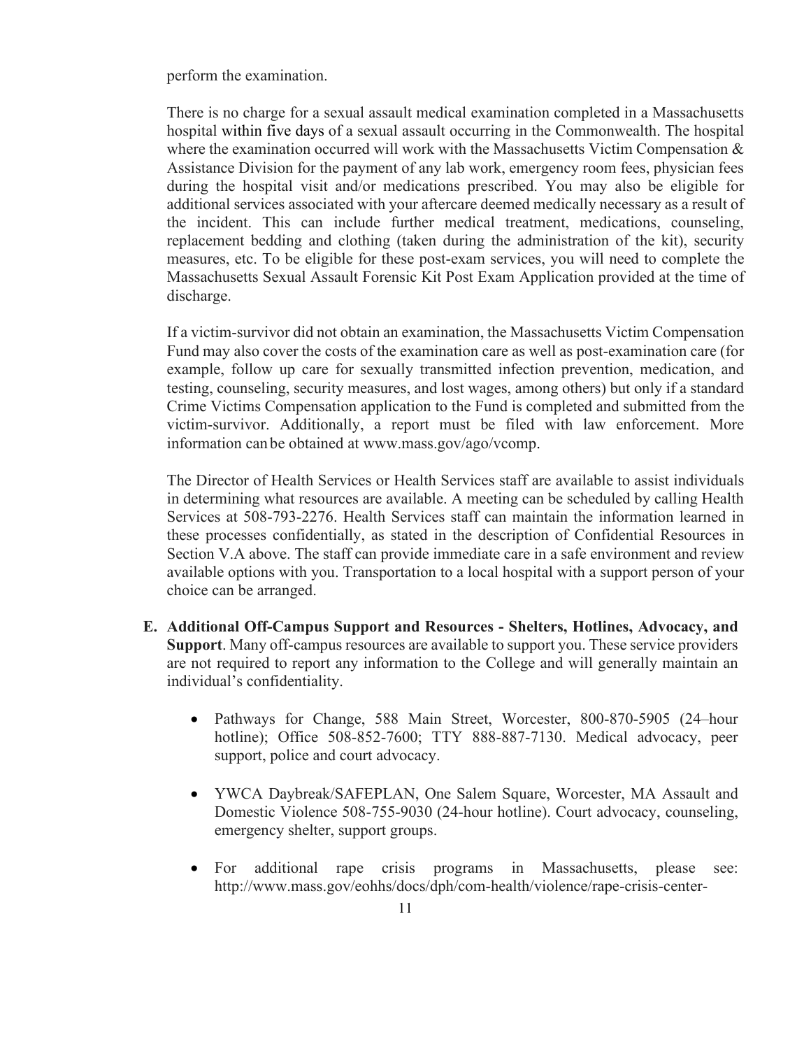perform the examination.

There is no charge for a sexual assault medical examination completed in a Massachusetts hospital within five days of a sexual assault occurring in the Commonwealth. The hospital where the examination occurred will work with the Massachusetts Victim Compensation & Assistance Division for the payment of any lab work, emergency room fees, physician fees during the hospital visit and/or medications prescribed. You may also be eligible for additional services associated with your aftercare deemed medically necessary as a result of the incident. This can include further medical treatment, medications, counseling, replacement bedding and clothing (taken during the administration of the kit), security measures, etc. To be eligible for these post-exam services, you will need to complete the Massachusetts Sexual Assault Forensic Kit Post Exam Application provided at the time of discharge.

If a victim-survivor did not obtain an examination, the Massachusetts Victim Compensation Fund may also cover the costs of the examination care as well as post-examination care (for example, follow up care for sexually transmitted infection prevention, medication, and testing, counseling, security measures, and lost wages, among others) but only if a standard Crime Victims Compensation application to the Fund is completed and submitted from the victim-survivor. Additionally, a report must be filed with law enforcement. More information can be obtained at www.mass.gov/ago/vcomp.

The Director of Health Services or Health Services staff are available to assist individuals in determining what resources are available. A meeting can be scheduled by calling Health Services at 508-793-2276. Health Services staff can maintain the information learned in these processes confidentially, as stated in the description of Confidential Resources in Section V.A above. The staff can provide immediate care in a safe environment and review available options with you. Transportation to a local hospital with a support person of your choice can be arranged.

**E. Additional Off-Campus Support and Resources - Shelters, Hotlines, Advocacy, and Support**. Many off-campus resources are available to support you. These service providers are not required to report any information to the College and will generally maintain an individual's confidentiality.

- Pathways for Change, 588 Main Street, Worcester, 800-870-5905 (24–hour hotline); Office 508-852-7600; TTY 888-887-7130. Medical advocacy, peer support, police and court advocacy.

- YWCA Daybreak/SAFEPLAN, One Salem Square, Worcester, MA Assault and Domestic Violence 508-755-9030 (24-hour hotline). Court advocacy, counseling, emergency shelter, support groups.

- For additional rape crisis programs in Massachusetts, please see: http://www.mass.gov/eohhs/docs/dph/com-health/violence/rape-crisis-center-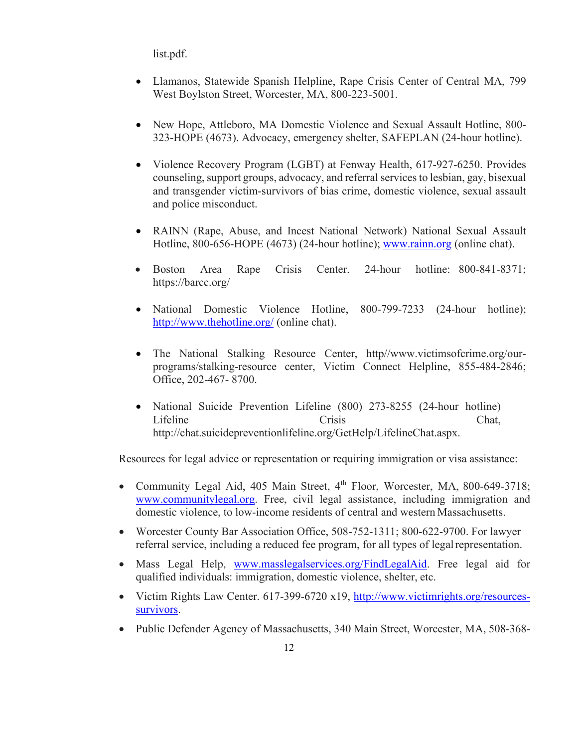list.pdf.

- Llamanos, Statewide Spanish Helpline, Rape Crisis Center of Central MA, 799 West Boylston Street, Worcester, MA, 800-223-5001.

- New Hope, Attleboro, MA Domestic Violence and Sexual Assault Hotline, 800-323-HOPE (4673). Advocacy, emergency shelter, SAFEPLAN (24-hour hotline).

- Violence Recovery Program (LGBT) at Fenway Health, 617-927-6250. Provides counseling, support groups, advocacy, and referral services to lesbian, gay, bisexual and transgender victim-survivors of bias crime, domestic violence, sexual assault and police misconduct.

- RAINN (Rape, Abuse, and Incest National Network) National Sexual Assault Hotline, 800-656-HOPE (4673) (24-hour hotline); [www.rainn.org](www.rainn.org) (online chat).

- Boston Area Rape Crisis Center. 24-hour hotline: 800-841-8371; https://barcc.org/

- National Domestic Violence Hotline, 800-799-7233 (24-hour hotline); [http://www.thehotline.org/](http://www.thehotline.org/) (online chat).

- The National Stalking Resource Center, http//www.victimsofcrime.org/our-programs/stalking-resource center, Victim Connect Helpline, 855-484-2846; Office, 202-467- 8700.

- National Suicide Prevention Lifeline (800) 273-8255 (24-hour hotline) Lifeline Crisis Chat, http://chat.suicidepreventionlifeline.org/GetHelp/LifelineChat.aspx.

Resources for legal advice or representation or requiring immigration or visa assistance:

- Community Legal Aid, 405 Main Street, 4th Floor, Worcester, MA, 800-649-3718; [www.communitylegal.org](www.communitylegal.org). Free, civil legal assistance, including immigration and domestic violence, to low-income residents of central and western Massachusetts.
- Worcester County Bar Association Office, 508-752-1311; 800-622-9700. For lawyer referral service, including a reduced fee program, for all types of legal representation.
- Mass Legal Help, [www.masslegalservices.org/FindLegalAid](www.masslegalservices.org/FindLegalAid). Free legal aid for qualified individuals: immigration, domestic violence, shelter, etc.
- Victim Rights Law Center. 617-399-6720 x19, [http://www.victimrights.org/resources-survivors](http://www.victimrights.org/resources-survivors).
- Public Defender Agency of Massachusetts, 340 Main Street, Worcester, MA, 508-368-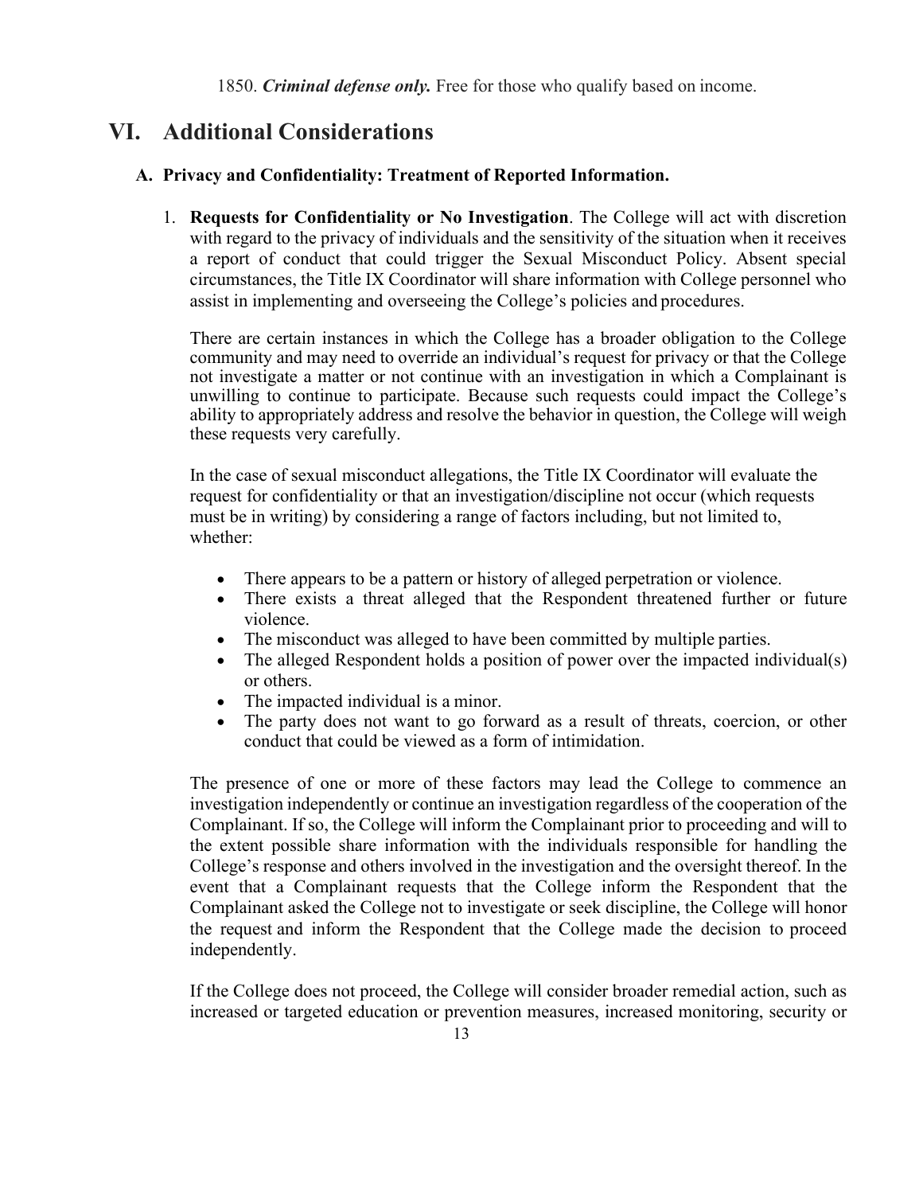1850. ***Criminal defense only.*** Free for those who qualify based on income.

# VI. Additional Considerations

## A. Privacy and Confidentiality: Treatment of Reported Information.

1. **Requests for Confidentiality or No Investigation**. The College will act with discretion with regard to the privacy of individuals and the sensitivity of the situation when it receives a report of conduct that could trigger the Sexual Misconduct Policy. Absent special circumstances, the Title IX Coordinator will share information with College personnel who assist in implementing and overseeing the College's policies and procedures.

   There are certain instances in which the College has a broader obligation to the College community and may need to override an individual's request for privacy or that the College not investigate a matter or not continue with an investigation in which a Complainant is unwilling to continue to participate. Because such requests could impact the College's ability to appropriately address and resolve the behavior in question, the College will weigh these requests very carefully.

   In the case of sexual misconduct allegations, the Title IX Coordinator will evaluate the request for confidentiality or that an investigation/discipline not occur (which requests must be in writing) by considering a range of factors including, but not limited to, whether:

   - There appears to be a pattern or history of alleged perpetration or violence.
   - There exists a threat alleged that the Respondent threatened further or future violence.
   - The misconduct was alleged to have been committed by multiple parties.
   - The alleged Respondent holds a position of power over the impacted individual(s) or others.
   - The impacted individual is a minor.
   - The party does not want to go forward as a result of threats, coercion, or other conduct that could be viewed as a form of intimidation.

   The presence of one or more of these factors may lead the College to commence an investigation independently or continue an investigation regardless of the cooperation of the Complainant. If so, the College will inform the Complainant prior to proceeding and will to the extent possible share information with the individuals responsible for handling the College's response and others involved in the investigation and the oversight thereof. In the event that a Complainant requests that the College inform the Respondent that the Complainant asked the College not to investigate or seek discipline, the College will honor the request and inform the Respondent that the College made the decision to proceed independently.

   If the College does not proceed, the College will consider broader remedial action, such as increased or targeted education or prevention measures, increased monitoring, security or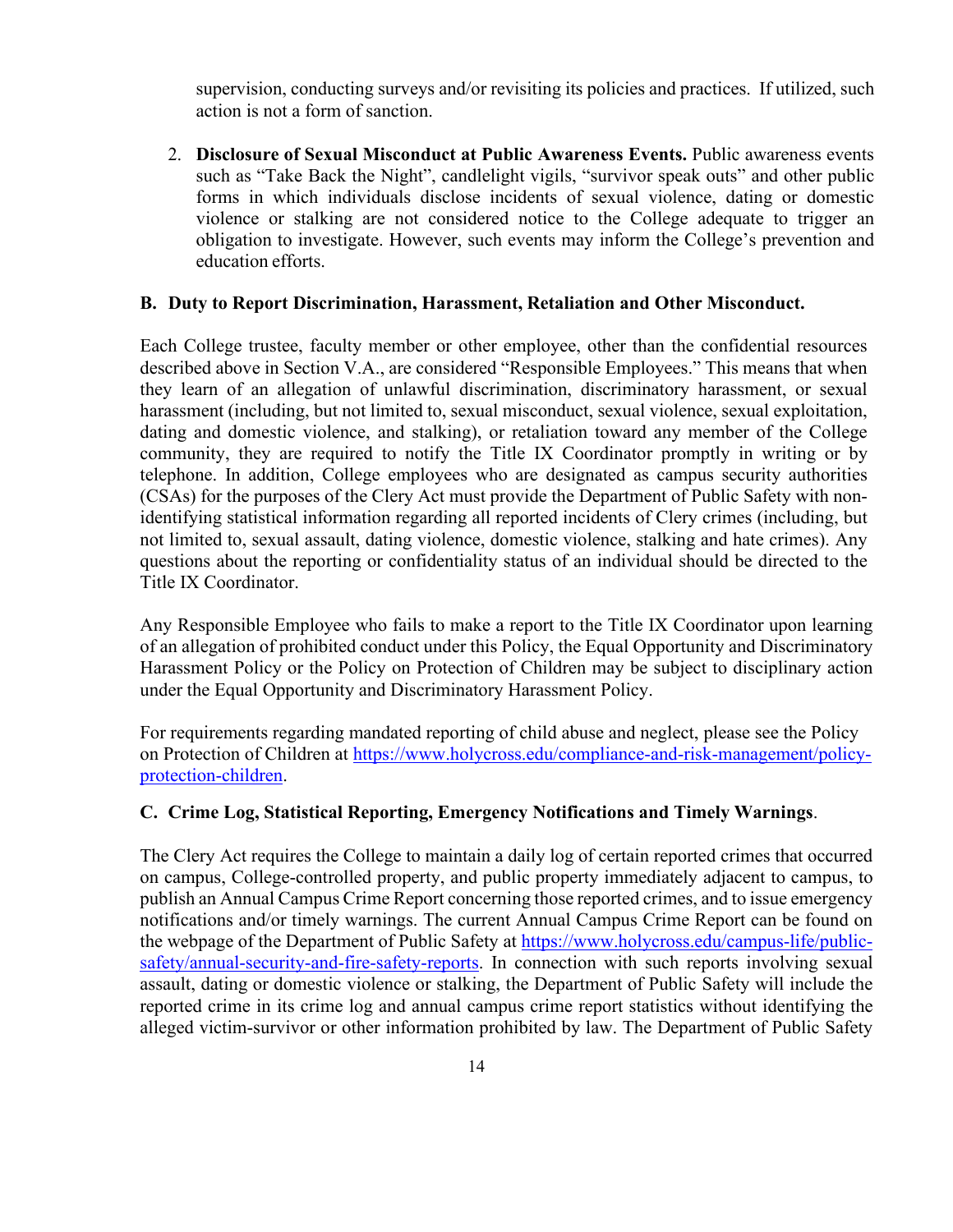supervision, conducting surveys and/or revisiting its policies and practices. If utilized, such action is not a form of sanction.

2. **Disclosure of Sexual Misconduct at Public Awareness Events.** Public awareness events such as "Take Back the Night", candlelight vigils, "survivor speak outs" and other public forms in which individuals disclose incidents of sexual violence, dating or domestic violence or stalking are not considered notice to the College adequate to trigger an obligation to investigate. However, such events may inform the College's prevention and education efforts.

### B. Duty to Report Discrimination, Harassment, Retaliation and Other Misconduct.

Each College trustee, faculty member or other employee, other than the confidential resources described above in Section V.A., are considered "Responsible Employees." This means that when they learn of an allegation of unlawful discrimination, discriminatory harassment, or sexual harassment (including, but not limited to, sexual misconduct, sexual violence, sexual exploitation, dating and domestic violence, and stalking), or retaliation toward any member of the College community, they are required to notify the Title IX Coordinator promptly in writing or by telephone. In addition, College employees who are designated as campus security authorities (CSAs) for the purposes of the Clery Act must provide the Department of Public Safety with non-identifying statistical information regarding all reported incidents of Clery crimes (including, but not limited to, sexual assault, dating violence, domestic violence, stalking and hate crimes). Any questions about the reporting or confidentiality status of an individual should be directed to the Title IX Coordinator.

Any Responsible Employee who fails to make a report to the Title IX Coordinator upon learning of an allegation of prohibited conduct under this Policy, the Equal Opportunity and Discriminatory Harassment Policy or the Policy on Protection of Children may be subject to disciplinary action under the Equal Opportunity and Discriminatory Harassment Policy.

For requirements regarding mandated reporting of child abuse and neglect, please see the Policy on Protection of Children at https://www.holycross.edu/compliance-and-risk-management/policy-protection-children.

### C. Crime Log, Statistical Reporting, Emergency Notifications and Timely Warnings.

The Clery Act requires the College to maintain a daily log of certain reported crimes that occurred on campus, College-controlled property, and public property immediately adjacent to campus, to publish an Annual Campus Crime Report concerning those reported crimes, and to issue emergency notifications and/or timely warnings. The current Annual Campus Crime Report can be found on the webpage of the Department of Public Safety at https://www.holycross.edu/campus-life/public-safety/annual-security-and-fire-safety-reports. In connection with such reports involving sexual assault, dating or domestic violence or stalking, the Department of Public Safety will include the reported crime in its crime log and annual campus crime report statistics without identifying the alleged victim-survivor or other information prohibited by law. The Department of Public Safety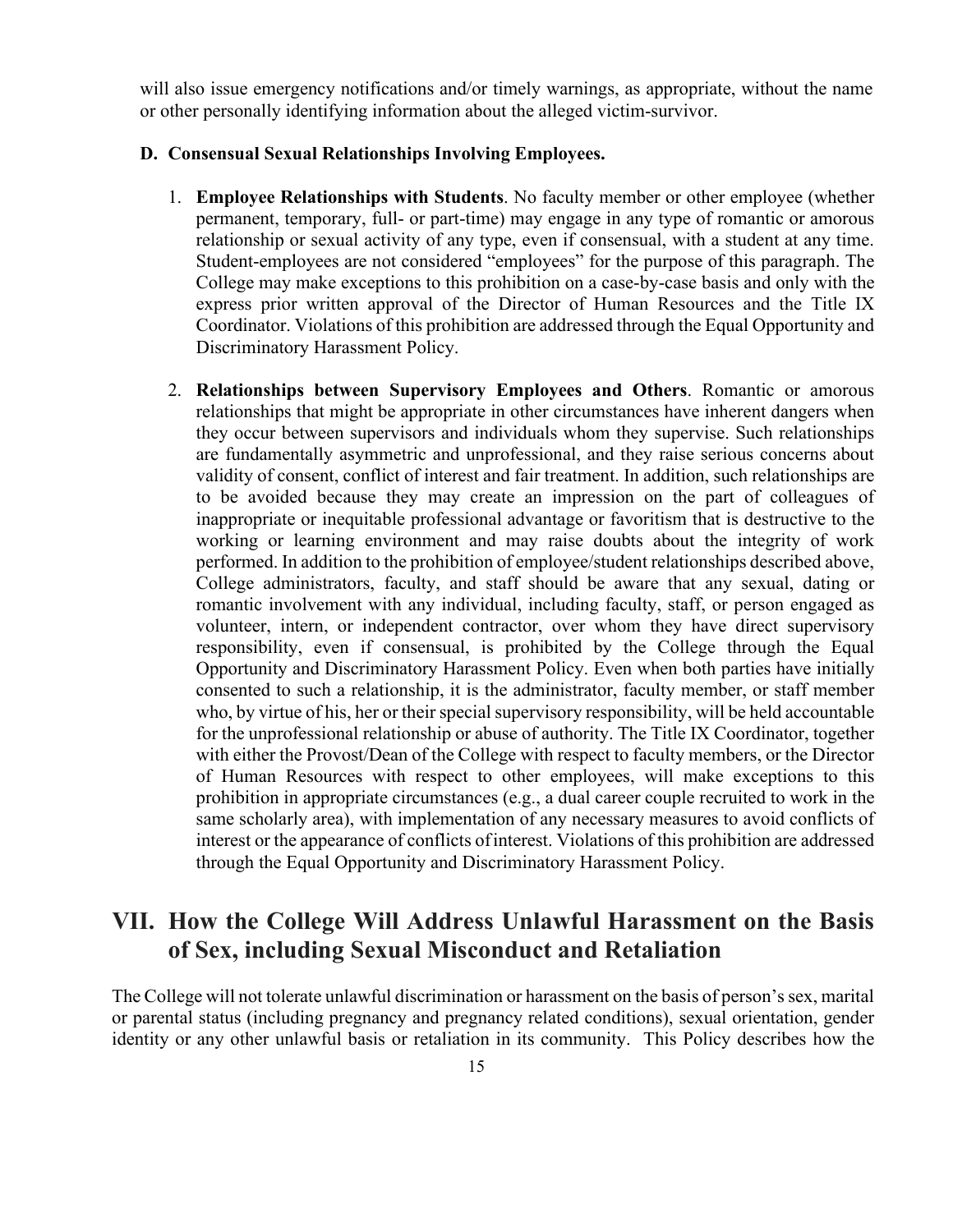will also issue emergency notifications and/or timely warnings, as appropriate, without the name or other personally identifying information about the alleged victim-survivor.

### D. Consensual Sexual Relationships Involving Employees.

1. **Employee Relationships with Students**. No faculty member or other employee (whether permanent, temporary, full- or part-time) may engage in any type of romantic or amorous relationship or sexual activity of any type, even if consensual, with a student at any time. Student-employees are not considered "employees" for the purpose of this paragraph. The College may make exceptions to this prohibition on a case-by-case basis and only with the express prior written approval of the Director of Human Resources and the Title IX Coordinator. Violations of this prohibition are addressed through the Equal Opportunity and Discriminatory Harassment Policy.

2. **Relationships between Supervisory Employees and Others**. Romantic or amorous relationships that might be appropriate in other circumstances have inherent dangers when they occur between supervisors and individuals whom they supervise. Such relationships are fundamentally asymmetric and unprofessional, and they raise serious concerns about validity of consent, conflict of interest and fair treatment. In addition, such relationships are to be avoided because they may create an impression on the part of colleagues of inappropriate or inequitable professional advantage or favoritism that is destructive to the working or learning environment and may raise doubts about the integrity of work performed. In addition to the prohibition of employee/student relationships described above, College administrators, faculty, and staff should be aware that any sexual, dating or romantic involvement with any individual, including faculty, staff, or person engaged as volunteer, intern, or independent contractor, over whom they have direct supervisory responsibility, even if consensual, is prohibited by the College through the Equal Opportunity and Discriminatory Harassment Policy. Even when both parties have initially consented to such a relationship, it is the administrator, faculty member, or staff member who, by virtue of his, her or their special supervisory responsibility, will be held accountable for the unprofessional relationship or abuse of authority. The Title IX Coordinator, together with either the Provost/Dean of the College with respect to faculty members, or the Director of Human Resources with respect to other employees, will make exceptions to this prohibition in appropriate circumstances (e.g., a dual career couple recruited to work in the same scholarly area), with implementation of any necessary measures to avoid conflicts of interest or the appearance of conflicts of interest. Violations of this prohibition are addressed through the Equal Opportunity and Discriminatory Harassment Policy.

## VII. How the College Will Address Unlawful Harassment on the Basis of Sex, including Sexual Misconduct and Retaliation

The College will not tolerate unlawful discrimination or harassment on the basis of person's sex, marital or parental status (including pregnancy and pregnancy related conditions), sexual orientation, gender identity or any other unlawful basis or retaliation in its community. This Policy describes how the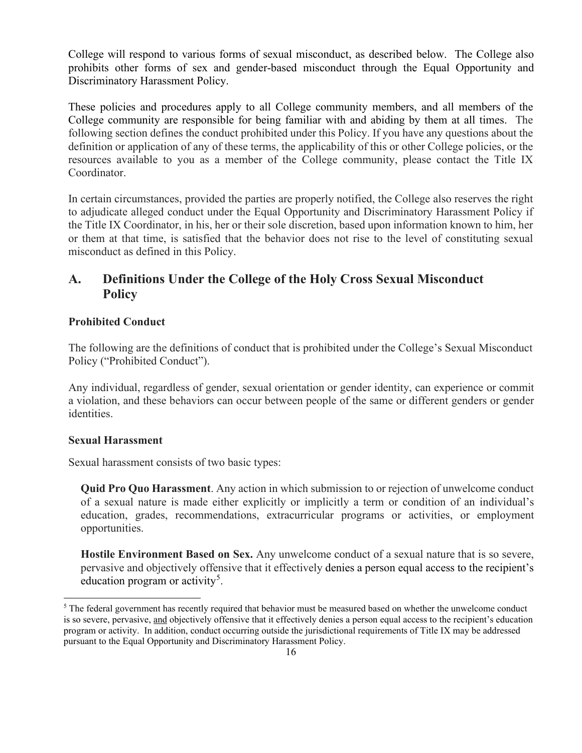College will respond to various forms of sexual misconduct, as described below. The College also prohibits other forms of sex and gender-based misconduct through the Equal Opportunity and Discriminatory Harassment Policy.

These policies and procedures apply to all College community members, and all members of the College community are responsible for being familiar with and abiding by them at all times. The following section defines the conduct prohibited under this Policy. If you have any questions about the definition or application of any of these terms, the applicability of this or other College policies, or the resources available to you as a member of the College community, please contact the Title IX Coordinator.

In certain circumstances, provided the parties are properly notified, the College also reserves the right to adjudicate alleged conduct under the Equal Opportunity and Discriminatory Harassment Policy if the Title IX Coordinator, in his, her or their sole discretion, based upon information known to him, her or them at that time, is satisfied that the behavior does not rise to the level of constituting sexual misconduct as defined in this Policy.

## A. Definitions Under the College of the Holy Cross Sexual Misconduct Policy

### Prohibited Conduct

The following are the definitions of conduct that is prohibited under the College's Sexual Misconduct Policy ("Prohibited Conduct").

Any individual, regardless of gender, sexual orientation or gender identity, can experience or commit a violation, and these behaviors can occur between people of the same or different genders or gender identities.

### Sexual Harassment

Sexual harassment consists of two basic types:

**Quid Pro Quo Harassment**. Any action in which submission to or rejection of unwelcome conduct of a sexual nature is made either explicitly or implicitly a term or condition of an individual's education, grades, recommendations, extracurricular programs or activities, or employment opportunities.

**Hostile Environment Based on Sex.** Any unwelcome conduct of a sexual nature that is so severe, pervasive and objectively offensive that it effectively denies a person equal access to the recipient's education program or activity[5].

---

[5] The federal government has recently required that behavior must be measured based on whether the unwelcome conduct is so severe, pervasive, and objectively offensive that it effectively denies a person equal access to the recipient's education program or activity. In addition, conduct occurring outside the jurisdictional requirements of Title IX may be addressed pursuant to the Equal Opportunity and Discriminatory Harassment Policy.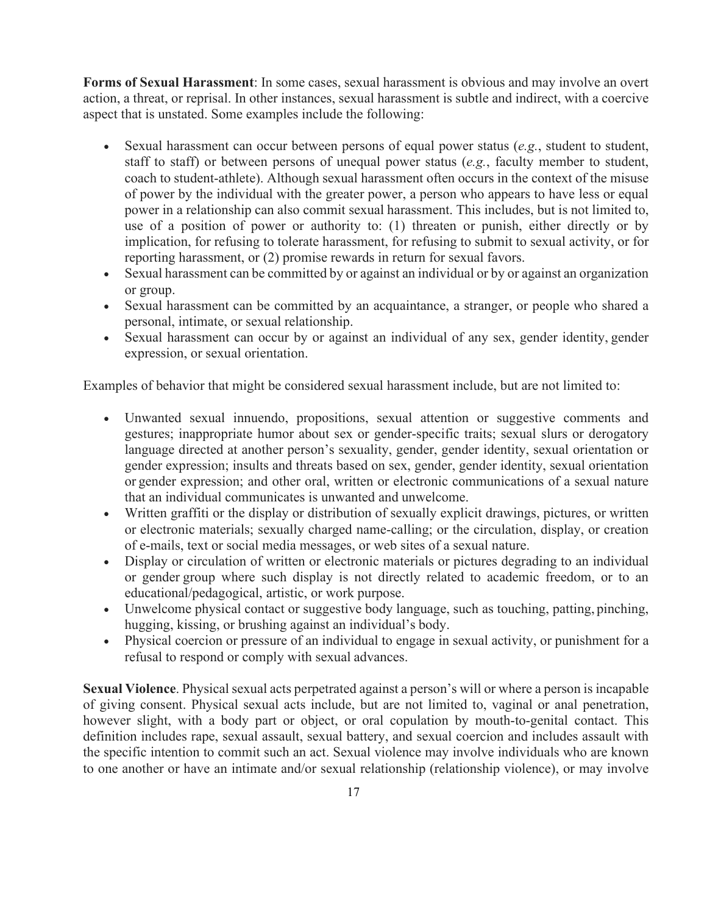**Forms of Sexual Harassment**: In some cases, sexual harassment is obvious and may involve an overt action, a threat, or reprisal. In other instances, sexual harassment is subtle and indirect, with a coercive aspect that is unstated. Some examples include the following:

- Sexual harassment can occur between persons of equal power status (*e.g.*, student to student, staff to staff) or between persons of unequal power status (*e.g.*, faculty member to student, coach to student-athlete). Although sexual harassment often occurs in the context of the misuse of power by the individual with the greater power, a person who appears to have less or equal power in a relationship can also commit sexual harassment. This includes, but is not limited to, use of a position of power or authority to: (1) threaten or punish, either directly or by implication, for refusing to tolerate harassment, for refusing to submit to sexual activity, or for reporting harassment, or (2) promise rewards in return for sexual favors.
- Sexual harassment can be committed by or against an individual or by or against an organization or group.
- Sexual harassment can be committed by an acquaintance, a stranger, or people who shared a personal, intimate, or sexual relationship.
- Sexual harassment can occur by or against an individual of any sex, gender identity, gender expression, or sexual orientation.

Examples of behavior that might be considered sexual harassment include, but are not limited to:

- Unwanted sexual innuendo, propositions, sexual attention or suggestive comments and gestures; inappropriate humor about sex or gender-specific traits; sexual slurs or derogatory language directed at another person's sexuality, gender, gender identity, sexual orientation or gender expression; insults and threats based on sex, gender, gender identity, sexual orientation or gender expression; and other oral, written or electronic communications of a sexual nature that an individual communicates is unwanted and unwelcome.
- Written graffiti or the display or distribution of sexually explicit drawings, pictures, or written or electronic materials; sexually charged name-calling; or the circulation, display, or creation of e-mails, text or social media messages, or web sites of a sexual nature.
- Display or circulation of written or electronic materials or pictures degrading to an individual or gender group where such display is not directly related to academic freedom, or to an educational/pedagogical, artistic, or work purpose.
- Unwelcome physical contact or suggestive body language, such as touching, patting, pinching, hugging, kissing, or brushing against an individual's body.
- Physical coercion or pressure of an individual to engage in sexual activity, or punishment for a refusal to respond or comply with sexual advances.

**Sexual Violence**. Physical sexual acts perpetrated against a person's will or where a person is incapable of giving consent. Physical sexual acts include, but are not limited to, vaginal or anal penetration, however slight, with a body part or object, or oral copulation by mouth-to-genital contact. This definition includes rape, sexual assault, sexual battery, and sexual coercion and includes assault with the specific intention to commit such an act. Sexual violence may involve individuals who are known to one another or have an intimate and/or sexual relationship (relationship violence), or may involve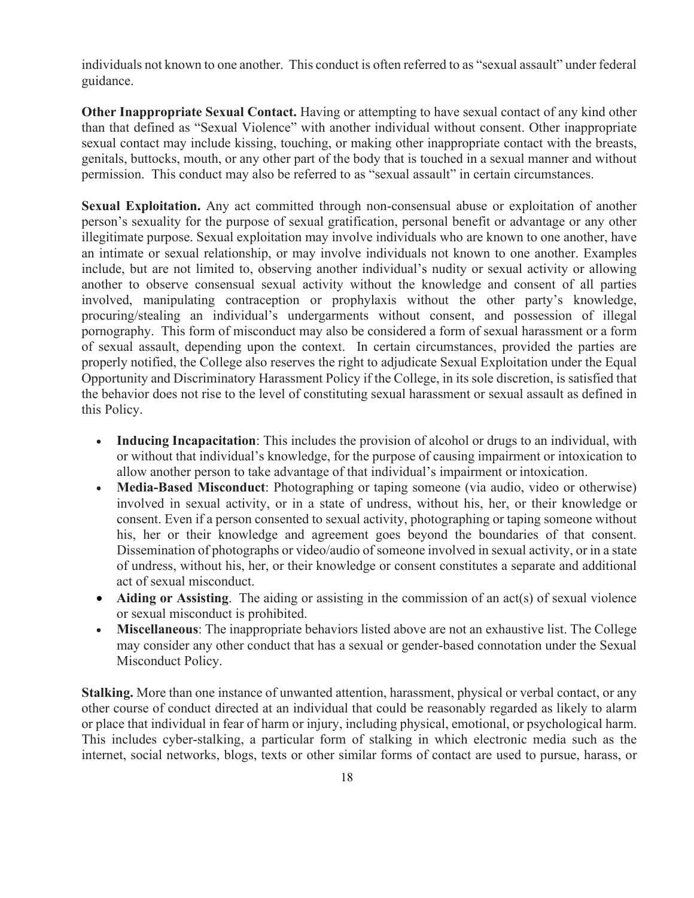individuals not known to one another. This conduct is often referred to as "sexual assault" under federal guidance.

**Other Inappropriate Sexual Contact.** Having or attempting to have sexual contact of any kind other than that defined as "Sexual Violence" with another individual without consent. Other inappropriate sexual contact may include kissing, touching, or making other inappropriate contact with the breasts, genitals, buttocks, mouth, or any other part of the body that is touched in a sexual manner and without permission. This conduct may also be referred to as "sexual assault" in certain circumstances.

**Sexual Exploitation.** Any act committed through non-consensual abuse or exploitation of another person's sexuality for the purpose of sexual gratification, personal benefit or advantage or any other illegitimate purpose. Sexual exploitation may involve individuals who are known to one another, have an intimate or sexual relationship, or may involve individuals not known to one another. Examples include, but are not limited to, observing another individual's nudity or sexual activity or allowing another to observe consensual sexual activity without the knowledge and consent of all parties involved, manipulating contraception or prophylaxis without the other party's knowledge, procuring/stealing an individual's undergarments without consent, and possession of illegal pornography. This form of misconduct may also be considered a form of sexual harassment or a form of sexual assault, depending upon the context. In certain circumstances, provided the parties are properly notified, the College also reserves the right to adjudicate Sexual Exploitation under the Equal Opportunity and Discriminatory Harassment Policy if the College, in its sole discretion, is satisfied that the behavior does not rise to the level of constituting sexual harassment or sexual assault as defined in this Policy.

- **Inducing Incapacitation**: This includes the provision of alcohol or drugs to an individual, with or without that individual's knowledge, for the purpose of causing impairment or intoxication to allow another person to take advantage of that individual's impairment or intoxication.
- **Media-Based Misconduct**: Photographing or taping someone (via audio, video or otherwise) involved in sexual activity, or in a state of undress, without his, her, or their knowledge or consent. Even if a person consented to sexual activity, photographing or taping someone without his, her or their knowledge and agreement goes beyond the boundaries of that consent. Dissemination of photographs or video/audio of someone involved in sexual activity, or in a state of undress, without his, her, or their knowledge or consent constitutes a separate and additional act of sexual misconduct.
- **Aiding or Assisting**. The aiding or assisting in the commission of an act(s) of sexual violence or sexual misconduct is prohibited.
- **Miscellaneous**: The inappropriate behaviors listed above are not an exhaustive list. The College may consider any other conduct that has a sexual or gender-based connotation under the Sexual Misconduct Policy.

**Stalking.** More than one instance of unwanted attention, harassment, physical or verbal contact, or any other course of conduct directed at an individual that could be reasonably regarded as likely to alarm or place that individual in fear of harm or injury, including physical, emotional, or psychological harm. This includes cyber-stalking, a particular form of stalking in which electronic media such as the internet, social networks, blogs, texts or other similar forms of contact are used to pursue, harass, or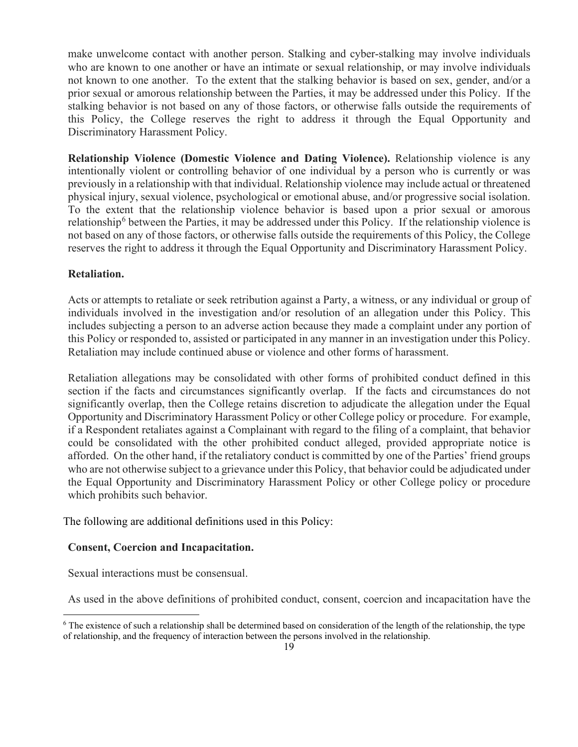make unwelcome contact with another person. Stalking and cyber-stalking may involve individuals who are known to one another or have an intimate or sexual relationship, or may involve individuals not known to one another. To the extent that the stalking behavior is based on sex, gender, and/or a prior sexual or amorous relationship between the Parties, it may be addressed under this Policy. If the stalking behavior is not based on any of those factors, or otherwise falls outside the requirements of this Policy, the College reserves the right to address it through the Equal Opportunity and Discriminatory Harassment Policy.

**Relationship Violence (Domestic Violence and Dating Violence).** Relationship violence is any intentionally violent or controlling behavior of one individual by a person who is currently or was previously in a relationship with that individual. Relationship violence may include actual or threatened physical injury, sexual violence, psychological or emotional abuse, and/or progressive social isolation. To the extent that the relationship violence behavior is based upon a prior sexual or amorous relationship[6] between the Parties, it may be addressed under this Policy. If the relationship violence is not based on any of those factors, or otherwise falls outside the requirements of this Policy, the College reserves the right to address it through the Equal Opportunity and Discriminatory Harassment Policy.

**Retaliation.**

Acts or attempts to retaliate or seek retribution against a Party, a witness, or any individual or group of individuals involved in the investigation and/or resolution of an allegation under this Policy. This includes subjecting a person to an adverse action because they made a complaint under any portion of this Policy or responded to, assisted or participated in any manner in an investigation under this Policy. Retaliation may include continued abuse or violence and other forms of harassment.

Retaliation allegations may be consolidated with other forms of prohibited conduct defined in this section if the facts and circumstances significantly overlap. If the facts and circumstances do not significantly overlap, then the College retains discretion to adjudicate the allegation under the Equal Opportunity and Discriminatory Harassment Policy or other College policy or procedure. For example, if a Respondent retaliates against a Complainant with regard to the filing of a complaint, that behavior could be consolidated with the other prohibited conduct alleged, provided appropriate notice is afforded. On the other hand, if the retaliatory conduct is committed by one of the Parties' friend groups who are not otherwise subject to a grievance under this Policy, that behavior could be adjudicated under the Equal Opportunity and Discriminatory Harassment Policy or other College policy or procedure which prohibits such behavior.

The following are additional definitions used in this Policy:

**Consent, Coercion and Incapacitation.**

Sexual interactions must be consensual.

As used in the above definitions of prohibited conduct, consent, coercion and incapacitation have the

[6] The existence of such a relationship shall be determined based on consideration of the length of the relationship, the type of relationship, and the frequency of interaction between the persons involved in the relationship.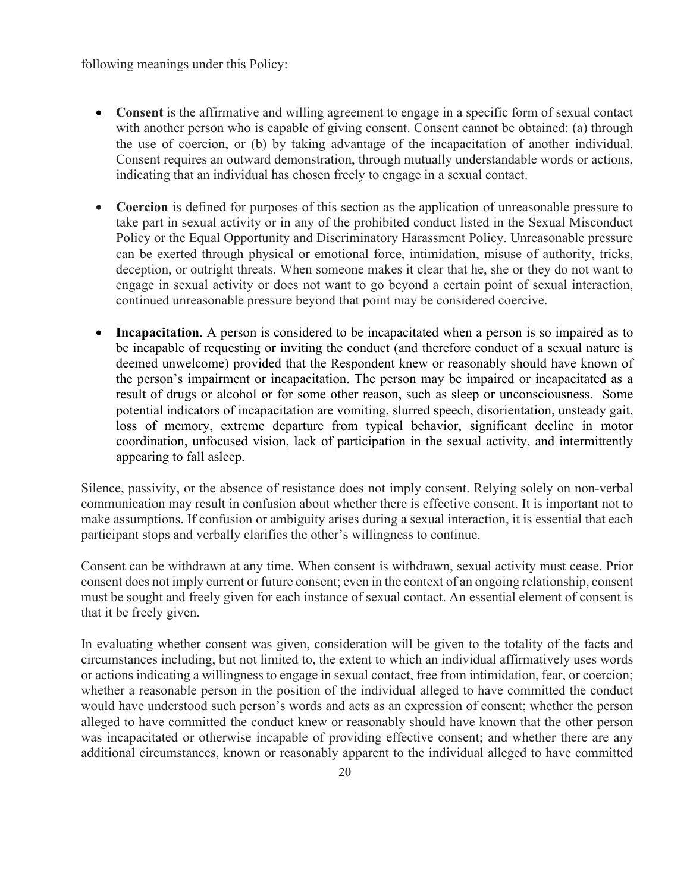following meanings under this Policy:

- **Consent** is the affirmative and willing agreement to engage in a specific form of sexual contact with another person who is capable of giving consent. Consent cannot be obtained: (a) through the use of coercion, or (b) by taking advantage of the incapacitation of another individual. Consent requires an outward demonstration, through mutually understandable words or actions, indicating that an individual has chosen freely to engage in a sexual contact.

- **Coercion** is defined for purposes of this section as the application of unreasonable pressure to take part in sexual activity or in any of the prohibited conduct listed in the Sexual Misconduct Policy or the Equal Opportunity and Discriminatory Harassment Policy. Unreasonable pressure can be exerted through physical or emotional force, intimidation, misuse of authority, tricks, deception, or outright threats. When someone makes it clear that he, she or they do not want to engage in sexual activity or does not want to go beyond a certain point of sexual interaction, continued unreasonable pressure beyond that point may be considered coercive.

- **Incapacitation**. A person is considered to be incapacitated when a person is so impaired as to be incapable of requesting or inviting the conduct (and therefore conduct of a sexual nature is deemed unwelcome) provided that the Respondent knew or reasonably should have known of the person's impairment or incapacitation. The person may be impaired or incapacitated as a result of drugs or alcohol or for some other reason, such as sleep or unconsciousness. Some potential indicators of incapacitation are vomiting, slurred speech, disorientation, unsteady gait, loss of memory, extreme departure from typical behavior, significant decline in motor coordination, unfocused vision, lack of participation in the sexual activity, and intermittently appearing to fall asleep.

Silence, passivity, or the absence of resistance does not imply consent. Relying solely on non-verbal communication may result in confusion about whether there is effective consent. It is important not to make assumptions. If confusion or ambiguity arises during a sexual interaction, it is essential that each participant stops and verbally clarifies the other's willingness to continue.

Consent can be withdrawn at any time. When consent is withdrawn, sexual activity must cease. Prior consent does not imply current or future consent; even in the context of an ongoing relationship, consent must be sought and freely given for each instance of sexual contact. An essential element of consent is that it be freely given.

In evaluating whether consent was given, consideration will be given to the totality of the facts and circumstances including, but not limited to, the extent to which an individual affirmatively uses words or actions indicating a willingness to engage in sexual contact, free from intimidation, fear, or coercion; whether a reasonable person in the position of the individual alleged to have committed the conduct would have understood such person's words and acts as an expression of consent; whether the person alleged to have committed the conduct knew or reasonably should have known that the other person was incapacitated or otherwise incapable of providing effective consent; and whether there are any additional circumstances, known or reasonably apparent to the individual alleged to have committed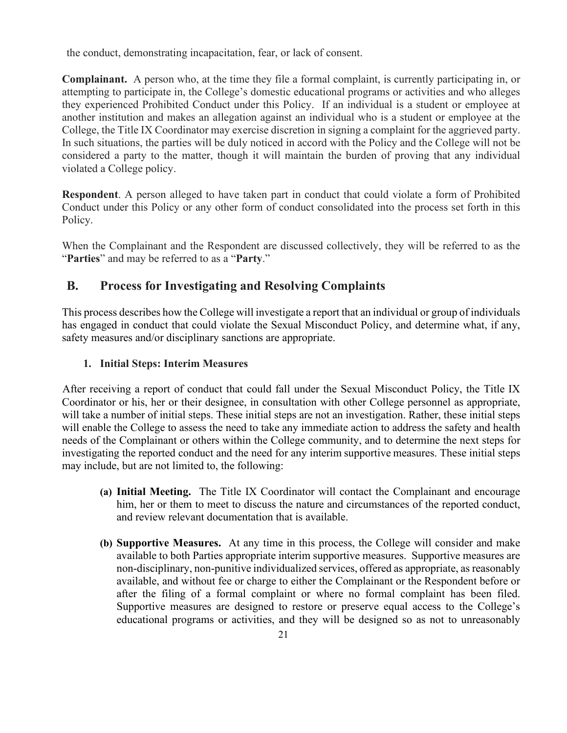the conduct, demonstrating incapacitation, fear, or lack of consent.

**Complainant.** A person who, at the time they file a formal complaint, is currently participating in, or attempting to participate in, the College's domestic educational programs or activities and who alleges they experienced Prohibited Conduct under this Policy. If an individual is a student or employee at another institution and makes an allegation against an individual who is a student or employee at the College, the Title IX Coordinator may exercise discretion in signing a complaint for the aggrieved party. In such situations, the parties will be duly noticed in accord with the Policy and the College will not be considered a party to the matter, though it will maintain the burden of proving that any individual violated a College policy.

**Respondent**. A person alleged to have taken part in conduct that could violate a form of Prohibited Conduct under this Policy or any other form of conduct consolidated into the process set forth in this Policy.

When the Complainant and the Respondent are discussed collectively, they will be referred to as the "**Parties**" and may be referred to as a "**Party**."

## B. Process for Investigating and Resolving Complaints

This process describes how the College will investigate a report that an individual or group of individuals has engaged in conduct that could violate the Sexual Misconduct Policy, and determine what, if any, safety measures and/or disciplinary sanctions are appropriate.

### 1. Initial Steps: Interim Measures

After receiving a report of conduct that could fall under the Sexual Misconduct Policy, the Title IX Coordinator or his, her or their designee, in consultation with other College personnel as appropriate, will take a number of initial steps. These initial steps are not an investigation. Rather, these initial steps will enable the College to assess the need to take any immediate action to address the safety and health needs of the Complainant or others within the College community, and to determine the next steps for investigating the reported conduct and the need for any interim supportive measures. These initial steps may include, but are not limited to, the following:

**(a) Initial Meeting.** The Title IX Coordinator will contact the Complainant and encourage him, her or them to meet to discuss the nature and circumstances of the reported conduct, and review relevant documentation that is available.

**(b) Supportive Measures.** At any time in this process, the College will consider and make available to both Parties appropriate interim supportive measures. Supportive measures are non-disciplinary, non-punitive individualized services, offered as appropriate, as reasonably available, and without fee or charge to either the Complainant or the Respondent before or after the filing of a formal complaint or where no formal complaint has been filed. Supportive measures are designed to restore or preserve equal access to the College's educational programs or activities, and they will be designed so as not to unreasonably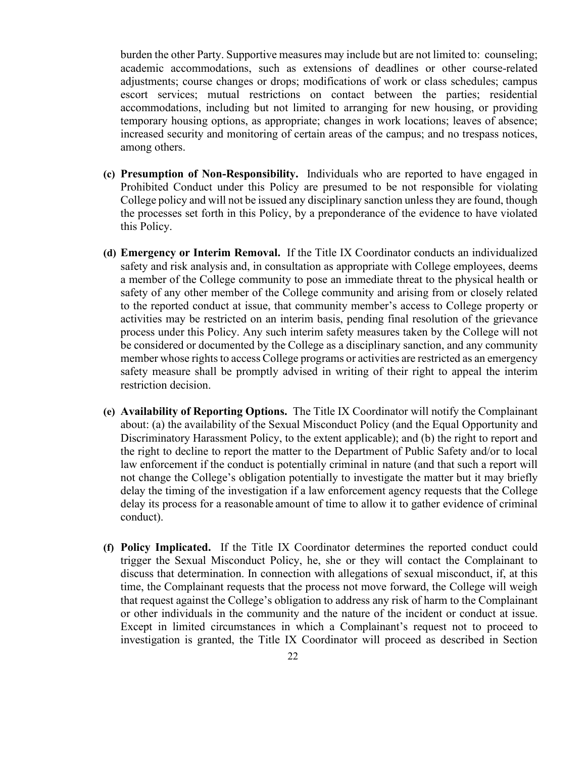burden the other Party. Supportive measures may include but are not limited to: counseling; academic accommodations, such as extensions of deadlines or other course-related adjustments; course changes or drops; modifications of work or class schedules; campus escort services; mutual restrictions on contact between the parties; residential accommodations, including but not limited to arranging for new housing, or providing temporary housing options, as appropriate; changes in work locations; leaves of absence; increased security and monitoring of certain areas of the campus; and no trespass notices, among others.

**(c) Presumption of Non-Responsibility.** Individuals who are reported to have engaged in Prohibited Conduct under this Policy are presumed to be not responsible for violating College policy and will not be issued any disciplinary sanction unless they are found, though the processes set forth in this Policy, by a preponderance of the evidence to have violated this Policy.

**(d) Emergency or Interim Removal.** If the Title IX Coordinator conducts an individualized safety and risk analysis and, in consultation as appropriate with College employees, deems a member of the College community to pose an immediate threat to the physical health or safety of any other member of the College community and arising from or closely related to the reported conduct at issue, that community member's access to College property or activities may be restricted on an interim basis, pending final resolution of the grievance process under this Policy. Any such interim safety measures taken by the College will not be considered or documented by the College as a disciplinary sanction, and any community member whose rights to access College programs or activities are restricted as an emergency safety measure shall be promptly advised in writing of their right to appeal the interim restriction decision.

**(e) Availability of Reporting Options.** The Title IX Coordinator will notify the Complainant about: (a) the availability of the Sexual Misconduct Policy (and the Equal Opportunity and Discriminatory Harassment Policy, to the extent applicable); and (b) the right to report and the right to decline to report the matter to the Department of Public Safety and/or to local law enforcement if the conduct is potentially criminal in nature (and that such a report will not change the College's obligation potentially to investigate the matter but it may briefly delay the timing of the investigation if a law enforcement agency requests that the College delay its process for a reasonable amount of time to allow it to gather evidence of criminal conduct).

**(f) Policy Implicated.** If the Title IX Coordinator determines the reported conduct could trigger the Sexual Misconduct Policy, he, she or they will contact the Complainant to discuss that determination. In connection with allegations of sexual misconduct, if, at this time, the Complainant requests that the process not move forward, the College will weigh that request against the College's obligation to address any risk of harm to the Complainant or other individuals in the community and the nature of the incident or conduct at issue. Except in limited circumstances in which a Complainant's request not to proceed to investigation is granted, the Title IX Coordinator will proceed as described in Section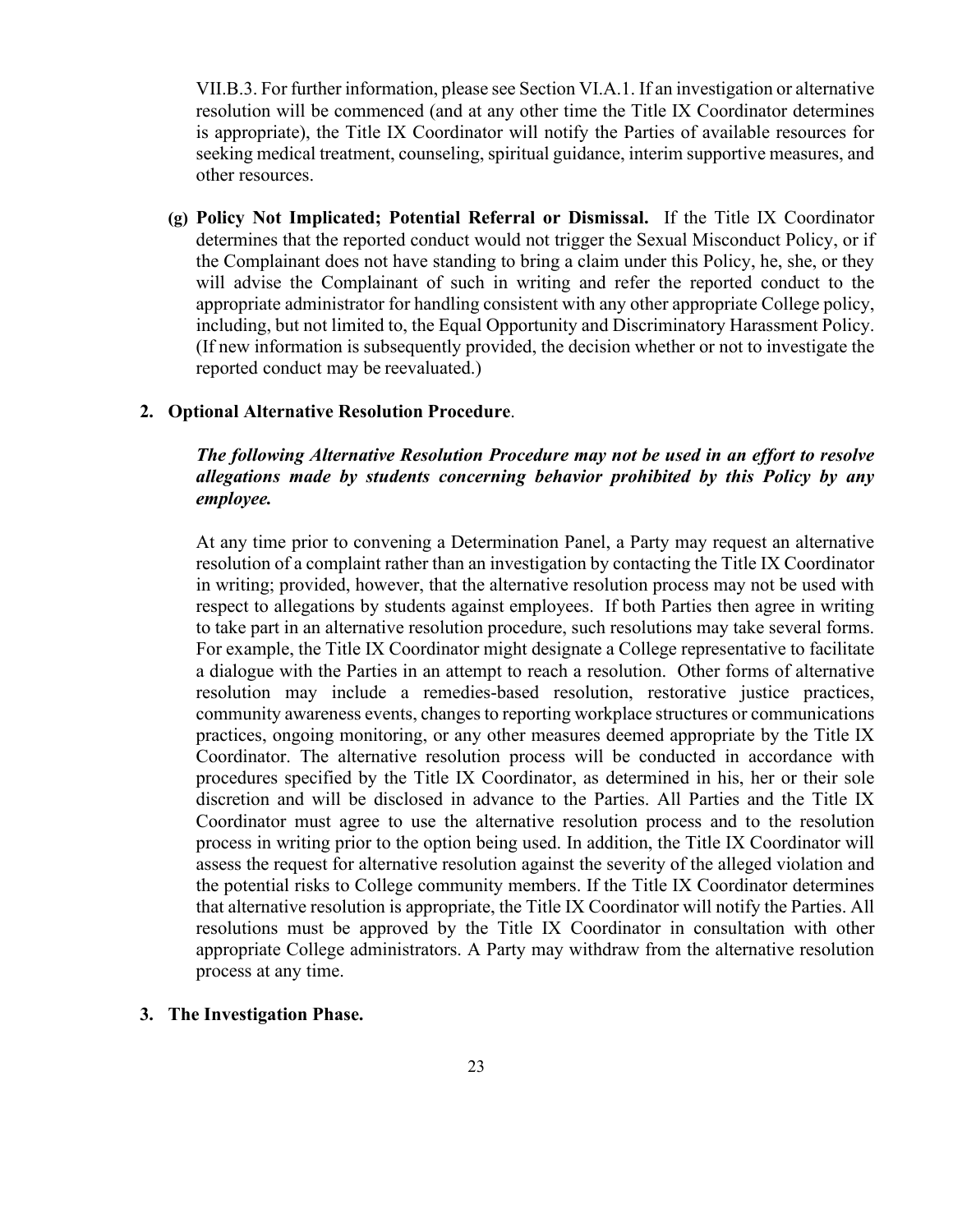VII.B.3. For further information, please see Section VI.A.1. If an investigation or alternative resolution will be commenced (and at any other time the Title IX Coordinator determines is appropriate), the Title IX Coordinator will notify the Parties of available resources for seeking medical treatment, counseling, spiritual guidance, interim supportive measures, and other resources.

**(g) Policy Not Implicated; Potential Referral or Dismissal.** If the Title IX Coordinator determines that the reported conduct would not trigger the Sexual Misconduct Policy, or if the Complainant does not have standing to bring a claim under this Policy, he, she, or they will advise the Complainant of such in writing and refer the reported conduct to the appropriate administrator for handling consistent with any other appropriate College policy, including, but not limited to, the Equal Opportunity and Discriminatory Harassment Policy. (If new information is subsequently provided, the decision whether or not to investigate the reported conduct may be reevaluated.)

**2. Optional Alternative Resolution Procedure**.

***The following Alternative Resolution Procedure may not be used in an effort to resolve allegations made by students concerning behavior prohibited by this Policy by any employee.***

At any time prior to convening a Determination Panel, a Party may request an alternative resolution of a complaint rather than an investigation by contacting the Title IX Coordinator in writing; provided, however, that the alternative resolution process may not be used with respect to allegations by students against employees. If both Parties then agree in writing to take part in an alternative resolution procedure, such resolutions may take several forms. For example, the Title IX Coordinator might designate a College representative to facilitate a dialogue with the Parties in an attempt to reach a resolution. Other forms of alternative resolution may include a remedies-based resolution, restorative justice practices, community awareness events, changes to reporting workplace structures or communications practices, ongoing monitoring, or any other measures deemed appropriate by the Title IX Coordinator. The alternative resolution process will be conducted in accordance with procedures specified by the Title IX Coordinator, as determined in his, her or their sole discretion and will be disclosed in advance to the Parties. All Parties and the Title IX Coordinator must agree to use the alternative resolution process and to the resolution process in writing prior to the option being used. In addition, the Title IX Coordinator will assess the request for alternative resolution against the severity of the alleged violation and the potential risks to College community members. If the Title IX Coordinator determines that alternative resolution is appropriate, the Title IX Coordinator will notify the Parties. All resolutions must be approved by the Title IX Coordinator in consultation with other appropriate College administrators. A Party may withdraw from the alternative resolution process at any time.

**3. The Investigation Phase.**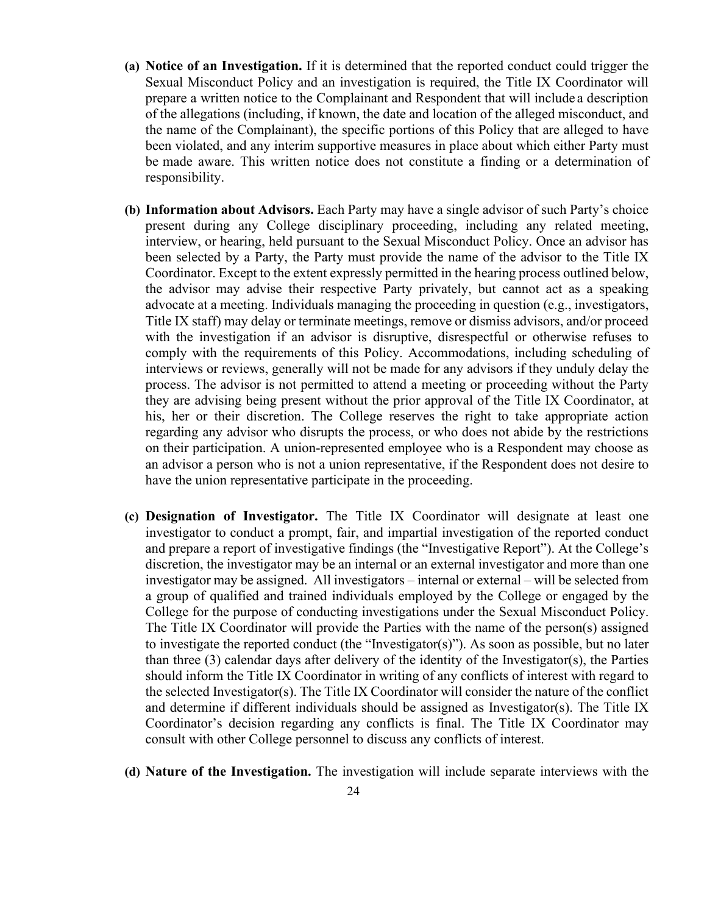**(a) Notice of an Investigation.** If it is determined that the reported conduct could trigger the Sexual Misconduct Policy and an investigation is required, the Title IX Coordinator will prepare a written notice to the Complainant and Respondent that will include a description of the allegations (including, if known, the date and location of the alleged misconduct, and the name of the Complainant), the specific portions of this Policy that are alleged to have been violated, and any interim supportive measures in place about which either Party must be made aware. This written notice does not constitute a finding or a determination of responsibility.

**(b) Information about Advisors.** Each Party may have a single advisor of such Party's choice present during any College disciplinary proceeding, including any related meeting, interview, or hearing, held pursuant to the Sexual Misconduct Policy. Once an advisor has been selected by a Party, the Party must provide the name of the advisor to the Title IX Coordinator. Except to the extent expressly permitted in the hearing process outlined below, the advisor may advise their respective Party privately, but cannot act as a speaking advocate at a meeting. Individuals managing the proceeding in question (e.g., investigators, Title IX staff) may delay or terminate meetings, remove or dismiss advisors, and/or proceed with the investigation if an advisor is disruptive, disrespectful or otherwise refuses to comply with the requirements of this Policy. Accommodations, including scheduling of interviews or reviews, generally will not be made for any advisors if they unduly delay the process. The advisor is not permitted to attend a meeting or proceeding without the Party they are advising being present without the prior approval of the Title IX Coordinator, at his, her or their discretion. The College reserves the right to take appropriate action regarding any advisor who disrupts the process, or who does not abide by the restrictions on their participation. A union-represented employee who is a Respondent may choose as an advisor a person who is not a union representative, if the Respondent does not desire to have the union representative participate in the proceeding.

**(c) Designation of Investigator.** The Title IX Coordinator will designate at least one investigator to conduct a prompt, fair, and impartial investigation of the reported conduct and prepare a report of investigative findings (the "Investigative Report"). At the College's discretion, the investigator may be an internal or an external investigator and more than one investigator may be assigned. All investigators – internal or external – will be selected from a group of qualified and trained individuals employed by the College or engaged by the College for the purpose of conducting investigations under the Sexual Misconduct Policy. The Title IX Coordinator will provide the Parties with the name of the person(s) assigned to investigate the reported conduct (the "Investigator(s)"). As soon as possible, but no later than three (3) calendar days after delivery of the identity of the Investigator(s), the Parties should inform the Title IX Coordinator in writing of any conflicts of interest with regard to the selected Investigator(s). The Title IX Coordinator will consider the nature of the conflict and determine if different individuals should be assigned as Investigator(s). The Title IX Coordinator's decision regarding any conflicts is final. The Title IX Coordinator may consult with other College personnel to discuss any conflicts of interest.

**(d) Nature of the Investigation.** The investigation will include separate interviews with the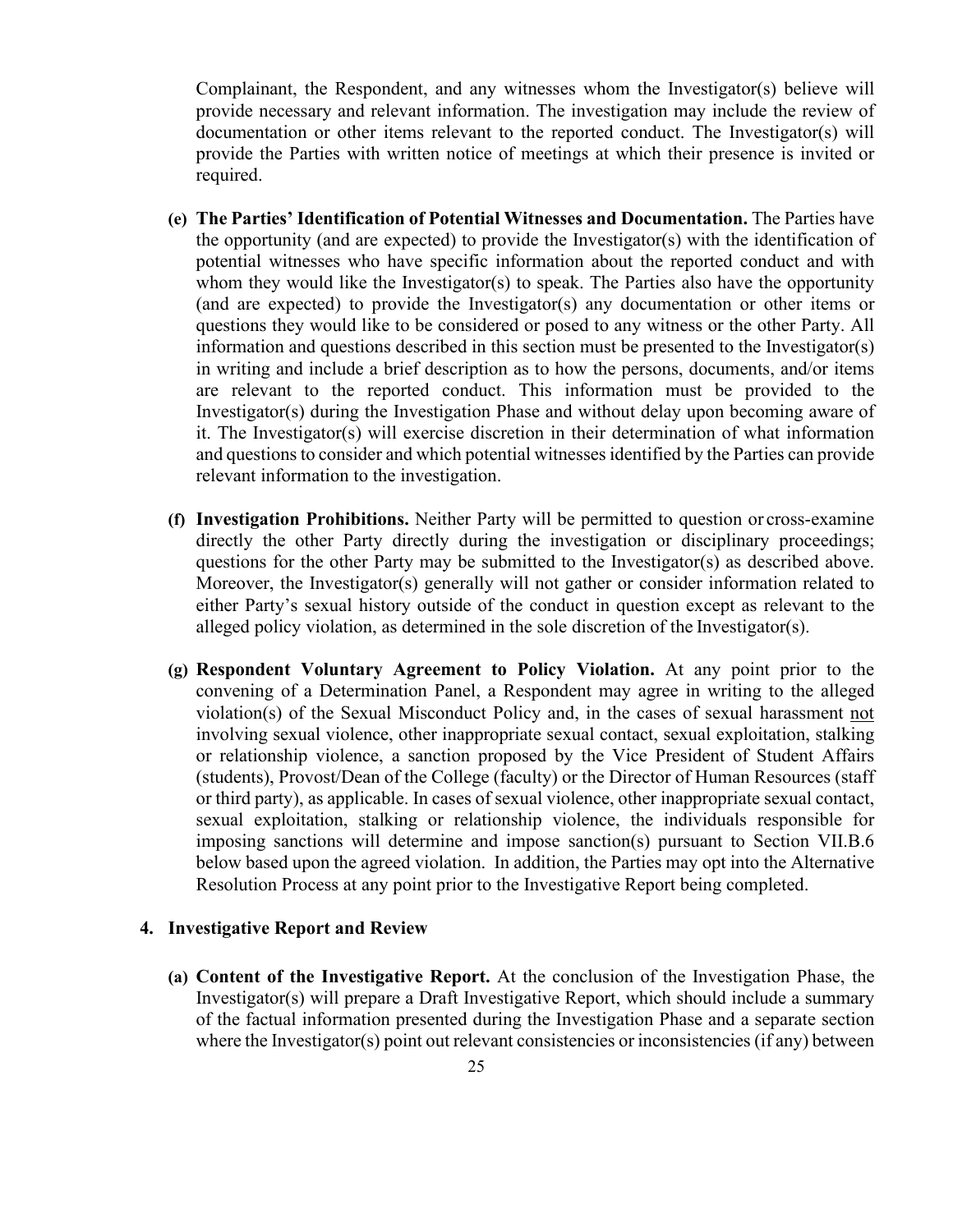Complainant, the Respondent, and any witnesses whom the Investigator(s) believe will provide necessary and relevant information. The investigation may include the review of documentation or other items relevant to the reported conduct. The Investigator(s) will provide the Parties with written notice of meetings at which their presence is invited or required.

**(e) The Parties' Identification of Potential Witnesses and Documentation.** The Parties have the opportunity (and are expected) to provide the Investigator(s) with the identification of potential witnesses who have specific information about the reported conduct and with whom they would like the Investigator(s) to speak. The Parties also have the opportunity (and are expected) to provide the Investigator(s) any documentation or other items or questions they would like to be considered or posed to any witness or the other Party. All information and questions described in this section must be presented to the Investigator(s) in writing and include a brief description as to how the persons, documents, and/or items are relevant to the reported conduct. This information must be provided to the Investigator(s) during the Investigation Phase and without delay upon becoming aware of it. The Investigator(s) will exercise discretion in their determination of what information and questions to consider and which potential witnesses identified by the Parties can provide relevant information to the investigation.

**(f) Investigation Prohibitions.** Neither Party will be permitted to question or cross-examine directly the other Party directly during the investigation or disciplinary proceedings; questions for the other Party may be submitted to the Investigator(s) as described above. Moreover, the Investigator(s) generally will not gather or consider information related to either Party's sexual history outside of the conduct in question except as relevant to the alleged policy violation, as determined in the sole discretion of the Investigator(s).

**(g) Respondent Voluntary Agreement to Policy Violation.** At any point prior to the convening of a Determination Panel, a Respondent may agree in writing to the alleged violation(s) of the Sexual Misconduct Policy and, in the cases of sexual harassment not involving sexual violence, other inappropriate sexual contact, sexual exploitation, stalking or relationship violence, a sanction proposed by the Vice President of Student Affairs (students), Provost/Dean of the College (faculty) or the Director of Human Resources (staff or third party), as applicable. In cases of sexual violence, other inappropriate sexual contact, sexual exploitation, stalking or relationship violence, the individuals responsible for imposing sanctions will determine and impose sanction(s) pursuant to Section VII.B.6 below based upon the agreed violation. In addition, the Parties may opt into the Alternative Resolution Process at any point prior to the Investigative Report being completed.

**4. Investigative Report and Review**

**(a) Content of the Investigative Report.** At the conclusion of the Investigation Phase, the Investigator(s) will prepare a Draft Investigative Report, which should include a summary of the factual information presented during the Investigation Phase and a separate section where the Investigator(s) point out relevant consistencies or inconsistencies (if any) between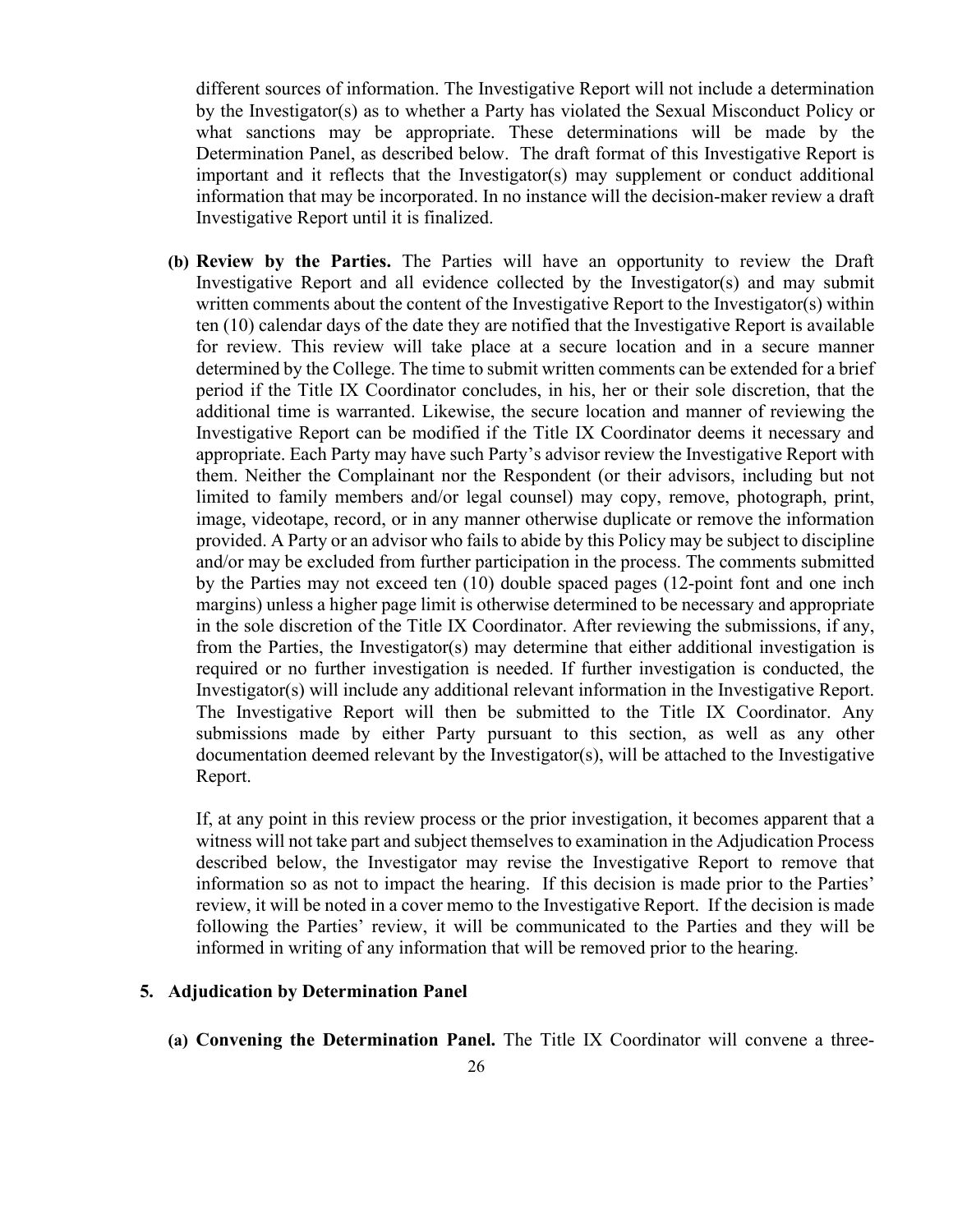different sources of information. The Investigative Report will not include a determination by the Investigator(s) as to whether a Party has violated the Sexual Misconduct Policy or what sanctions may be appropriate. These determinations will be made by the Determination Panel, as described below. The draft format of this Investigative Report is important and it reflects that the Investigator(s) may supplement or conduct additional information that may be incorporated. In no instance will the decision-maker review a draft Investigative Report until it is finalized.

**(b) Review by the Parties.** The Parties will have an opportunity to review the Draft Investigative Report and all evidence collected by the Investigator(s) and may submit written comments about the content of the Investigative Report to the Investigator(s) within ten (10) calendar days of the date they are notified that the Investigative Report is available for review. This review will take place at a secure location and in a secure manner determined by the College. The time to submit written comments can be extended for a brief period if the Title IX Coordinator concludes, in his, her or their sole discretion, that the additional time is warranted. Likewise, the secure location and manner of reviewing the Investigative Report can be modified if the Title IX Coordinator deems it necessary and appropriate. Each Party may have such Party's advisor review the Investigative Report with them. Neither the Complainant nor the Respondent (or their advisors, including but not limited to family members and/or legal counsel) may copy, remove, photograph, print, image, videotape, record, or in any manner otherwise duplicate or remove the information provided. A Party or an advisor who fails to abide by this Policy may be subject to discipline and/or may be excluded from further participation in the process. The comments submitted by the Parties may not exceed ten (10) double spaced pages (12-point font and one inch margins) unless a higher page limit is otherwise determined to be necessary and appropriate in the sole discretion of the Title IX Coordinator. After reviewing the submissions, if any, from the Parties, the Investigator(s) may determine that either additional investigation is required or no further investigation is needed. If further investigation is conducted, the Investigator(s) will include any additional relevant information in the Investigative Report. The Investigative Report will then be submitted to the Title IX Coordinator. Any submissions made by either Party pursuant to this section, as well as any other documentation deemed relevant by the Investigator(s), will be attached to the Investigative Report.

If, at any point in this review process or the prior investigation, it becomes apparent that a witness will not take part and subject themselves to examination in the Adjudication Process described below, the Investigator may revise the Investigative Report to remove that information so as not to impact the hearing. If this decision is made prior to the Parties' review, it will be noted in a cover memo to the Investigative Report. If the decision is made following the Parties' review, it will be communicated to the Parties and they will be informed in writing of any information that will be removed prior to the hearing.

### 5. Adjudication by Determination Panel

**(a) Convening the Determination Panel.** The Title IX Coordinator will convene a three-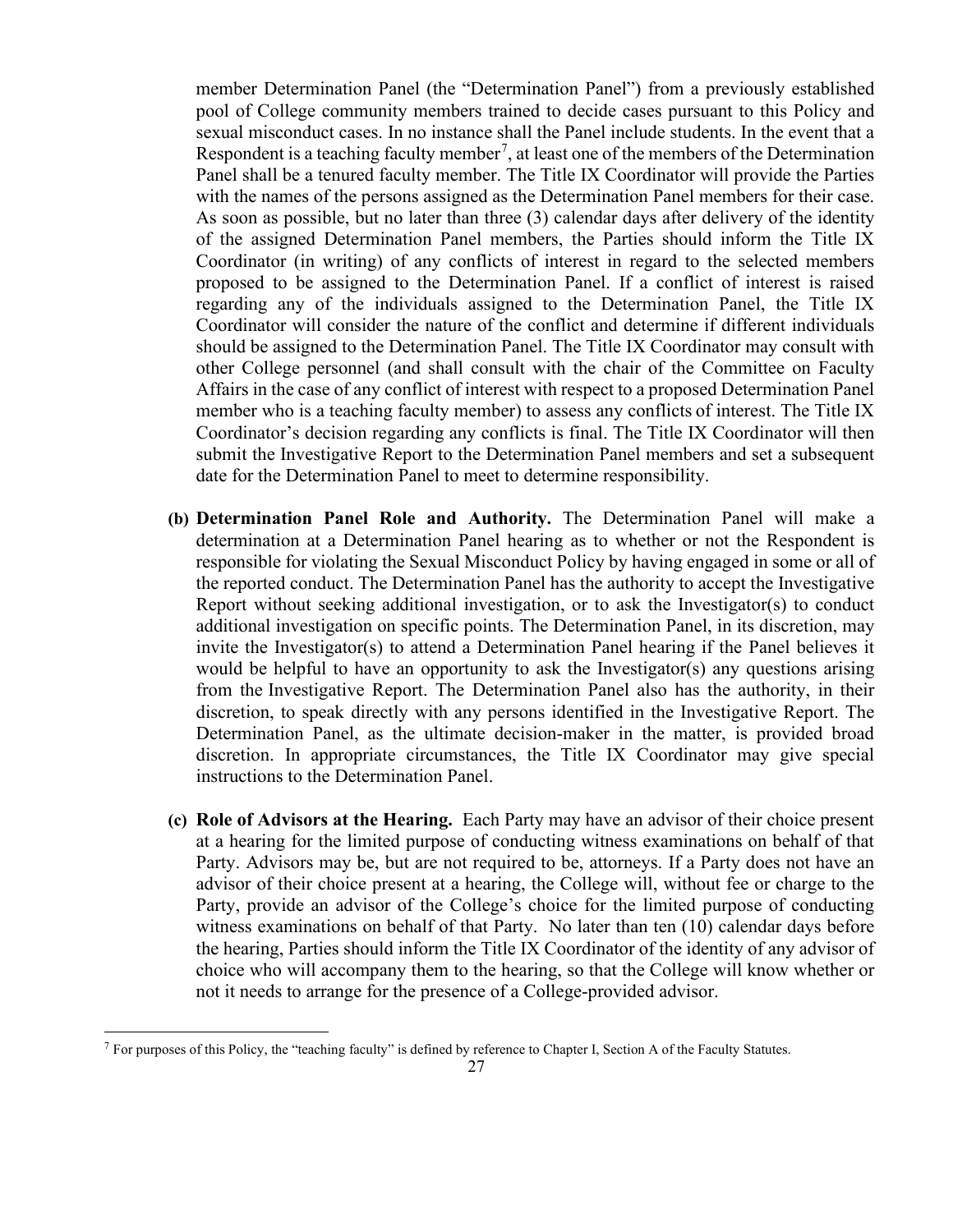member Determination Panel (the "Determination Panel") from a previously established pool of College community members trained to decide cases pursuant to this Policy and sexual misconduct cases. In no instance shall the Panel include students. In the event that a Respondent is a teaching faculty member[7], at least one of the members of the Determination Panel shall be a tenured faculty member. The Title IX Coordinator will provide the Parties with the names of the persons assigned as the Determination Panel members for their case. As soon as possible, but no later than three (3) calendar days after delivery of the identity of the assigned Determination Panel members, the Parties should inform the Title IX Coordinator (in writing) of any conflicts of interest in regard to the selected members proposed to be assigned to the Determination Panel. If a conflict of interest is raised regarding any of the individuals assigned to the Determination Panel, the Title IX Coordinator will consider the nature of the conflict and determine if different individuals should be assigned to the Determination Panel. The Title IX Coordinator may consult with other College personnel (and shall consult with the chair of the Committee on Faculty Affairs in the case of any conflict of interest with respect to a proposed Determination Panel member who is a teaching faculty member) to assess any conflicts of interest. The Title IX Coordinator's decision regarding any conflicts is final. The Title IX Coordinator will then submit the Investigative Report to the Determination Panel members and set a subsequent date for the Determination Panel to meet to determine responsibility.

**(b) Determination Panel Role and Authority.** The Determination Panel will make a determination at a Determination Panel hearing as to whether or not the Respondent is responsible for violating the Sexual Misconduct Policy by having engaged in some or all of the reported conduct. The Determination Panel has the authority to accept the Investigative Report without seeking additional investigation, or to ask the Investigator(s) to conduct additional investigation on specific points. The Determination Panel, in its discretion, may invite the Investigator(s) to attend a Determination Panel hearing if the Panel believes it would be helpful to have an opportunity to ask the Investigator(s) any questions arising from the Investigative Report. The Determination Panel also has the authority, in their discretion, to speak directly with any persons identified in the Investigative Report. The Determination Panel, as the ultimate decision-maker in the matter, is provided broad discretion. In appropriate circumstances, the Title IX Coordinator may give special instructions to the Determination Panel.

**(c) Role of Advisors at the Hearing.** Each Party may have an advisor of their choice present at a hearing for the limited purpose of conducting witness examinations on behalf of that Party. Advisors may be, but are not required to be, attorneys. If a Party does not have an advisor of their choice present at a hearing, the College will, without fee or charge to the Party, provide an advisor of the College's choice for the limited purpose of conducting witness examinations on behalf of that Party. No later than ten (10) calendar days before the hearing, Parties should inform the Title IX Coordinator of the identity of any advisor of choice who will accompany them to the hearing, so that the College will know whether or not it needs to arrange for the presence of a College-provided advisor.

---

[7] For purposes of this Policy, the "teaching faculty" is defined by reference to Chapter I, Section A of the Faculty Statutes.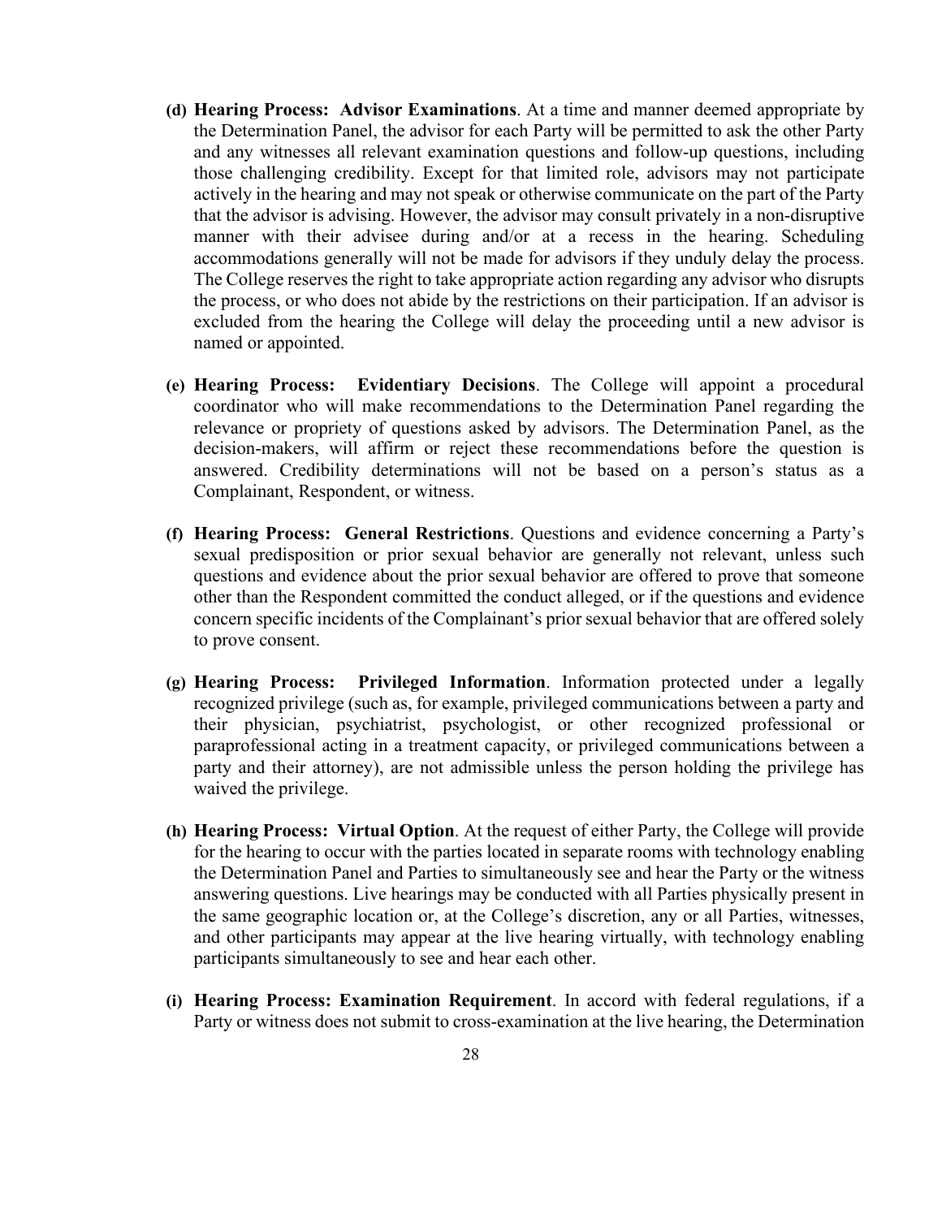**(d) Hearing Process: Advisor Examinations**. At a time and manner deemed appropriate by the Determination Panel, the advisor for each Party will be permitted to ask the other Party and any witnesses all relevant examination questions and follow-up questions, including those challenging credibility. Except for that limited role, advisors may not participate actively in the hearing and may not speak or otherwise communicate on the part of the Party that the advisor is advising. However, the advisor may consult privately in a non-disruptive manner with their advisee during and/or at a recess in the hearing. Scheduling accommodations generally will not be made for advisors if they unduly delay the process. The College reserves the right to take appropriate action regarding any advisor who disrupts the process, or who does not abide by the restrictions on their participation. If an advisor is excluded from the hearing the College will delay the proceeding until a new advisor is named or appointed.

**(e) Hearing Process: Evidentiary Decisions**. The College will appoint a procedural coordinator who will make recommendations to the Determination Panel regarding the relevance or propriety of questions asked by advisors. The Determination Panel, as the decision-makers, will affirm or reject these recommendations before the question is answered. Credibility determinations will not be based on a person's status as a Complainant, Respondent, or witness.

**(f) Hearing Process: General Restrictions**. Questions and evidence concerning a Party's sexual predisposition or prior sexual behavior are generally not relevant, unless such questions and evidence about the prior sexual behavior are offered to prove that someone other than the Respondent committed the conduct alleged, or if the questions and evidence concern specific incidents of the Complainant's prior sexual behavior that are offered solely to prove consent.

**(g) Hearing Process: Privileged Information**. Information protected under a legally recognized privilege (such as, for example, privileged communications between a party and their physician, psychiatrist, psychologist, or other recognized professional or paraprofessional acting in a treatment capacity, or privileged communications between a party and their attorney), are not admissible unless the person holding the privilege has waived the privilege.

**(h) Hearing Process: Virtual Option**. At the request of either Party, the College will provide for the hearing to occur with the parties located in separate rooms with technology enabling the Determination Panel and Parties to simultaneously see and hear the Party or the witness answering questions. Live hearings may be conducted with all Parties physically present in the same geographic location or, at the College's discretion, any or all Parties, witnesses, and other participants may appear at the live hearing virtually, with technology enabling participants simultaneously to see and hear each other.

**(i) Hearing Process: Examination Requirement**. In accord with federal regulations, if a Party or witness does not submit to cross-examination at the live hearing, the Determination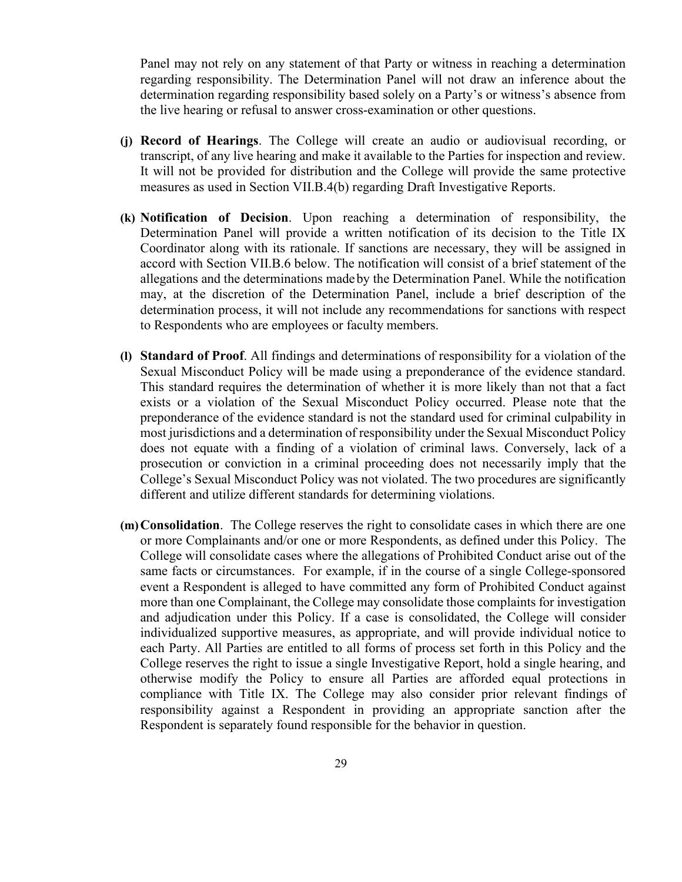Panel may not rely on any statement of that Party or witness in reaching a determination regarding responsibility. The Determination Panel will not draw an inference about the determination regarding responsibility based solely on a Party's or witness's absence from the live hearing or refusal to answer cross-examination or other questions.

**(j) Record of Hearings**. The College will create an audio or audiovisual recording, or transcript, of any live hearing and make it available to the Parties for inspection and review. It will not be provided for distribution and the College will provide the same protective measures as used in Section VII.B.4(b) regarding Draft Investigative Reports.

**(k) Notification of Decision**. Upon reaching a determination of responsibility, the Determination Panel will provide a written notification of its decision to the Title IX Coordinator along with its rationale. If sanctions are necessary, they will be assigned in accord with Section VII.B.6 below. The notification will consist of a brief statement of the allegations and the determinations made by the Determination Panel. While the notification may, at the discretion of the Determination Panel, include a brief description of the determination process, it will not include any recommendations for sanctions with respect to Respondents who are employees or faculty members.

**(l) Standard of Proof**. All findings and determinations of responsibility for a violation of the Sexual Misconduct Policy will be made using a preponderance of the evidence standard. This standard requires the determination of whether it is more likely than not that a fact exists or a violation of the Sexual Misconduct Policy occurred. Please note that the preponderance of the evidence standard is not the standard used for criminal culpability in most jurisdictions and a determination of responsibility under the Sexual Misconduct Policy does not equate with a finding of a violation of criminal laws. Conversely, lack of a prosecution or conviction in a criminal proceeding does not necessarily imply that the College's Sexual Misconduct Policy was not violated. The two procedures are significantly different and utilize different standards for determining violations.

**(m) Consolidation**. The College reserves the right to consolidate cases in which there are one or more Complainants and/or one or more Respondents, as defined under this Policy. The College will consolidate cases where the allegations of Prohibited Conduct arise out of the same facts or circumstances. For example, if in the course of a single College-sponsored event a Respondent is alleged to have committed any form of Prohibited Conduct against more than one Complainant, the College may consolidate those complaints for investigation and adjudication under this Policy. If a case is consolidated, the College will consider individualized supportive measures, as appropriate, and will provide individual notice to each Party. All Parties are entitled to all forms of process set forth in this Policy and the College reserves the right to issue a single Investigative Report, hold a single hearing, and otherwise modify the Policy to ensure all Parties are afforded equal protections in compliance with Title IX. The College may also consider prior relevant findings of responsibility against a Respondent in providing an appropriate sanction after the Respondent is separately found responsible for the behavior in question.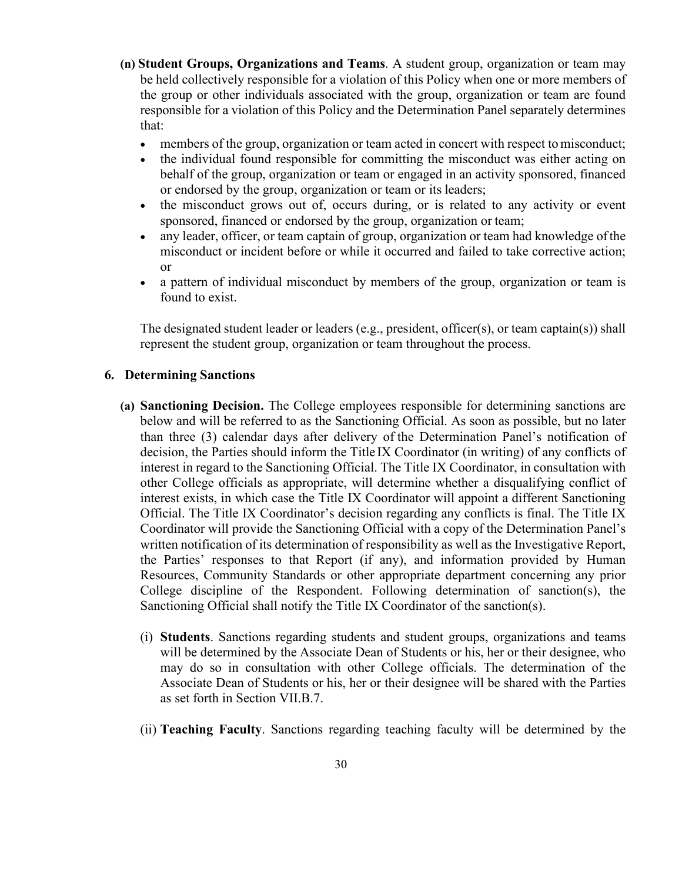**(n) Student Groups, Organizations and Teams**. A student group, organization or team may be held collectively responsible for a violation of this Policy when one or more members of the group or other individuals associated with the group, organization or team are found responsible for a violation of this Policy and the Determination Panel separately determines that:

- members of the group, organization or team acted in concert with respect to misconduct;
- the individual found responsible for committing the misconduct was either acting on behalf of the group, organization or team or engaged in an activity sponsored, financed or endorsed by the group, organization or team or its leaders;
- the misconduct grows out of, occurs during, or is related to any activity or event sponsored, financed or endorsed by the group, organization or team;
- any leader, officer, or team captain of group, organization or team had knowledge of the misconduct or incident before or while it occurred and failed to take corrective action; or
- a pattern of individual misconduct by members of the group, organization or team is found to exist.

The designated student leader or leaders (e.g., president, officer(s), or team captain(s)) shall represent the student group, organization or team throughout the process.

### 6. Determining Sanctions

**(a) Sanctioning Decision.** The College employees responsible for determining sanctions are below and will be referred to as the Sanctioning Official. As soon as possible, but no later than three (3) calendar days after delivery of the Determination Panel's notification of decision, the Parties should inform the Title IX Coordinator (in writing) of any conflicts of interest in regard to the Sanctioning Official. The Title IX Coordinator, in consultation with other College officials as appropriate, will determine whether a disqualifying conflict of interest exists, in which case the Title IX Coordinator will appoint a different Sanctioning Official. The Title IX Coordinator's decision regarding any conflicts is final. The Title IX Coordinator will provide the Sanctioning Official with a copy of the Determination Panel's written notification of its determination of responsibility as well as the Investigative Report, the Parties' responses to that Report (if any), and information provided by Human Resources, Community Standards or other appropriate department concerning any prior College discipline of the Respondent. Following determination of sanction(s), the Sanctioning Official shall notify the Title IX Coordinator of the sanction(s).

(i) **Students**. Sanctions regarding students and student groups, organizations and teams will be determined by the Associate Dean of Students or his, her or their designee, who may do so in consultation with other College officials. The determination of the Associate Dean of Students or his, her or their designee will be shared with the Parties as set forth in Section VII.B.7.

(ii) **Teaching Faculty**. Sanctions regarding teaching faculty will be determined by the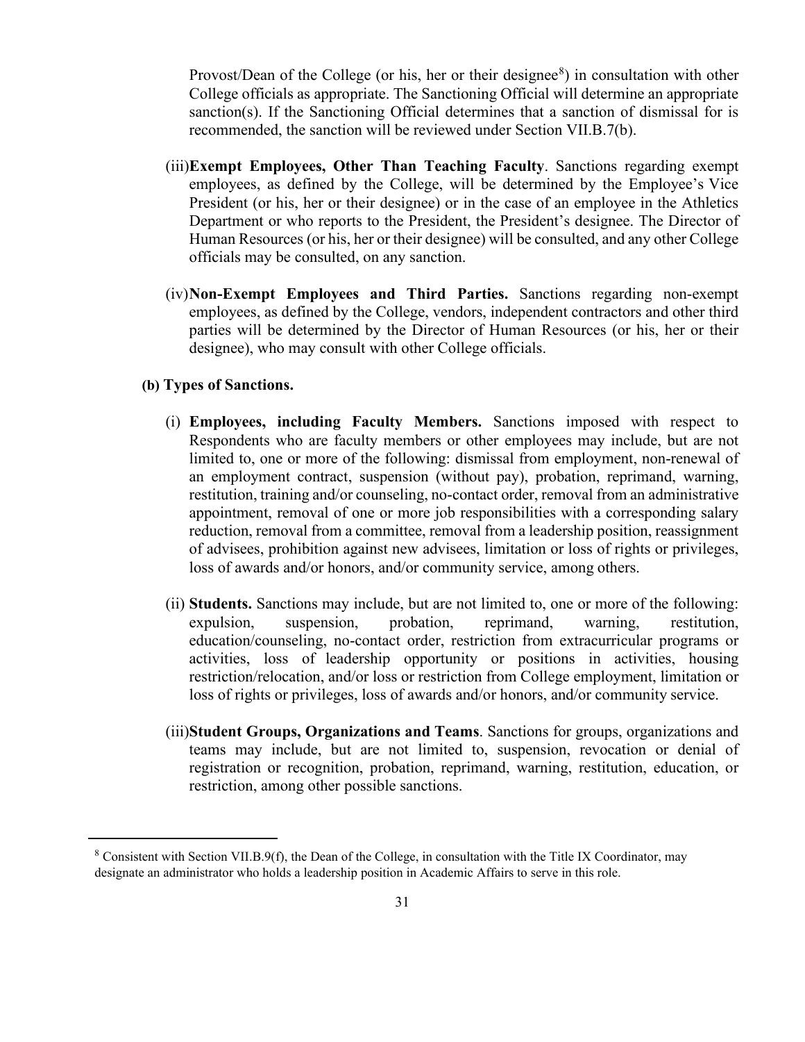Provost/Dean of the College (or his, her or their designee[8]) in consultation with other College officials as appropriate. The Sanctioning Official will determine an appropriate sanction(s). If the Sanctioning Official determines that a sanction of dismissal for is recommended, the sanction will be reviewed under Section VII.B.7(b).

(iii) **Exempt Employees, Other Than Teaching Faculty**. Sanctions regarding exempt employees, as defined by the College, will be determined by the Employee's Vice President (or his, her or their designee) or in the case of an employee in the Athletics Department or who reports to the President, the President's designee. The Director of Human Resources (or his, her or their designee) will be consulted, and any other College officials may be consulted, on any sanction.

(iv) **Non-Exempt Employees and Third Parties.** Sanctions regarding non-exempt employees, as defined by the College, vendors, independent contractors and other third parties will be determined by the Director of Human Resources (or his, her or their designee), who may consult with other College officials.

**(b) Types of Sanctions.**

(i) **Employees, including Faculty Members.** Sanctions imposed with respect to Respondents who are faculty members or other employees may include, but are not limited to, one or more of the following: dismissal from employment, non-renewal of an employment contract, suspension (without pay), probation, reprimand, warning, restitution, training and/or counseling, no-contact order, removal from an administrative appointment, removal of one or more job responsibilities with a corresponding salary reduction, removal from a committee, removal from a leadership position, reassignment of advisees, prohibition against new advisees, limitation or loss of rights or privileges, loss of awards and/or honors, and/or community service, among others.

(ii) **Students.** Sanctions may include, but are not limited to, one or more of the following: expulsion, suspension, probation, reprimand, warning, restitution, education/counseling, no-contact order, restriction from extracurricular programs or activities, loss of leadership opportunity or positions in activities, housing restriction/relocation, and/or loss or restriction from College employment, limitation or loss of rights or privileges, loss of awards and/or honors, and/or community service.

(iii) **Student Groups, Organizations and Teams**. Sanctions for groups, organizations and teams may include, but are not limited to, suspension, revocation or denial of registration or recognition, probation, reprimand, warning, restitution, education, or restriction, among other possible sanctions.

---

[8] Consistent with Section VII.B.9(f), the Dean of the College, in consultation with the Title IX Coordinator, may designate an administrator who holds a leadership position in Academic Affairs to serve in this role.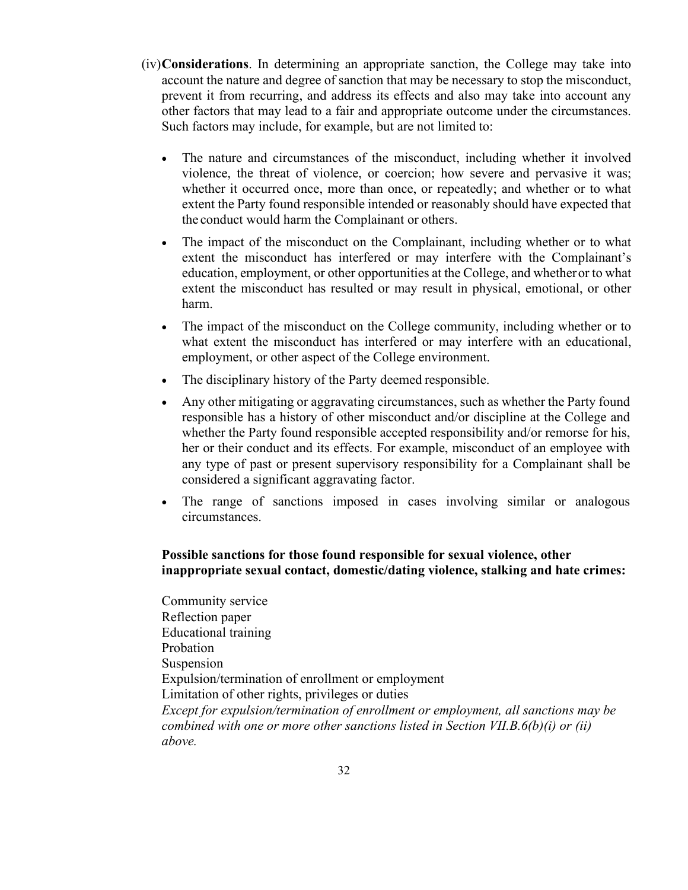(iv) **Considerations**. In determining an appropriate sanction, the College may take into account the nature and degree of sanction that may be necessary to stop the misconduct, prevent it from recurring, and address its effects and also may take into account any other factors that may lead to a fair and appropriate outcome under the circumstances. Such factors may include, for example, but are not limited to:

- The nature and circumstances of the misconduct, including whether it involved violence, the threat of violence, or coercion; how severe and pervasive it was; whether it occurred once, more than once, or repeatedly; and whether or to what extent the Party found responsible intended or reasonably should have expected that the conduct would harm the Complainant or others.
- The impact of the misconduct on the Complainant, including whether or to what extent the misconduct has interfered or may interfere with the Complainant's education, employment, or other opportunities at the College, and whether or to what extent the misconduct has resulted or may result in physical, emotional, or other harm.
- The impact of the misconduct on the College community, including whether or to what extent the misconduct has interfered or may interfere with an educational, employment, or other aspect of the College environment.
- The disciplinary history of the Party deemed responsible.
- Any other mitigating or aggravating circumstances, such as whether the Party found responsible has a history of other misconduct and/or discipline at the College and whether the Party found responsible accepted responsibility and/or remorse for his, her or their conduct and its effects. For example, misconduct of an employee with any type of past or present supervisory responsibility for a Complainant shall be considered a significant aggravating factor.
- The range of sanctions imposed in cases involving similar or analogous circumstances.

**Possible sanctions for those found responsible for sexual violence, other inappropriate sexual contact, domestic/dating violence, stalking and hate crimes:**

Community service
Reflection paper
Educational training
Probation
Suspension
Expulsion/termination of enrollment or employment
Limitation of other rights, privileges or duties
*Except for expulsion/termination of enrollment or employment, all sanctions may be combined with one or more other sanctions listed in Section VII.B.6(b)(i) or (ii) above.*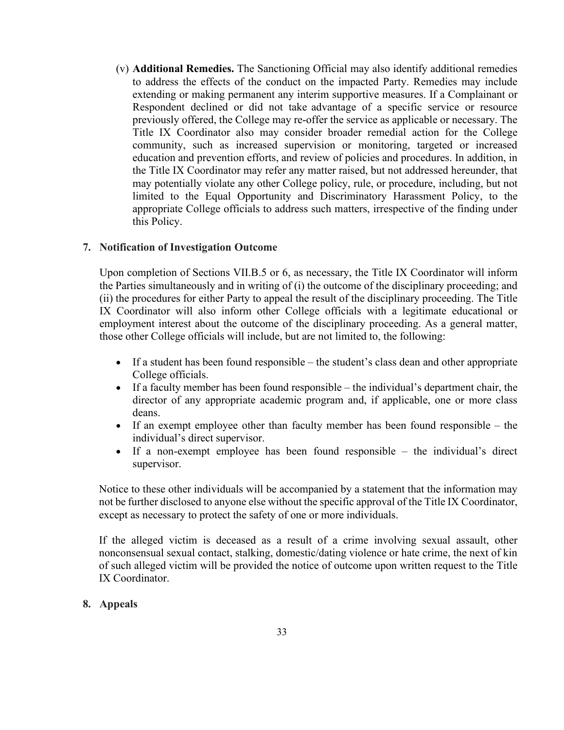(v) **Additional Remedies.** The Sanctioning Official may also identify additional remedies to address the effects of the conduct on the impacted Party. Remedies may include extending or making permanent any interim supportive measures. If a Complainant or Respondent declined or did not take advantage of a specific service or resource previously offered, the College may re-offer the service as applicable or necessary. The Title IX Coordinator also may consider broader remedial action for the College community, such as increased supervision or monitoring, targeted or increased education and prevention efforts, and review of policies and procedures. In addition, in the Title IX Coordinator may refer any matter raised, but not addressed hereunder, that may potentially violate any other College policy, rule, or procedure, including, but not limited to the Equal Opportunity and Discriminatory Harassment Policy, to the appropriate College officials to address such matters, irrespective of the finding under this Policy.

**7. Notification of Investigation Outcome**

Upon completion of Sections VII.B.5 or 6, as necessary, the Title IX Coordinator will inform the Parties simultaneously and in writing of (i) the outcome of the disciplinary proceeding; and (ii) the procedures for either Party to appeal the result of the disciplinary proceeding. The Title IX Coordinator will also inform other College officials with a legitimate educational or employment interest about the outcome of the disciplinary proceeding. As a general matter, those other College officials will include, but are not limited to, the following:

- If a student has been found responsible – the student's class dean and other appropriate College officials.
- If a faculty member has been found responsible – the individual's department chair, the director of any appropriate academic program and, if applicable, one or more class deans.
- If an exempt employee other than faculty member has been found responsible – the individual's direct supervisor.
- If a non-exempt employee has been found responsible – the individual's direct supervisor.

Notice to these other individuals will be accompanied by a statement that the information may not be further disclosed to anyone else without the specific approval of the Title IX Coordinator, except as necessary to protect the safety of one or more individuals.

If the alleged victim is deceased as a result of a crime involving sexual assault, other nonconsensual sexual contact, stalking, domestic/dating violence or hate crime, the next of kin of such alleged victim will be provided the notice of outcome upon written request to the Title IX Coordinator.

**8. Appeals**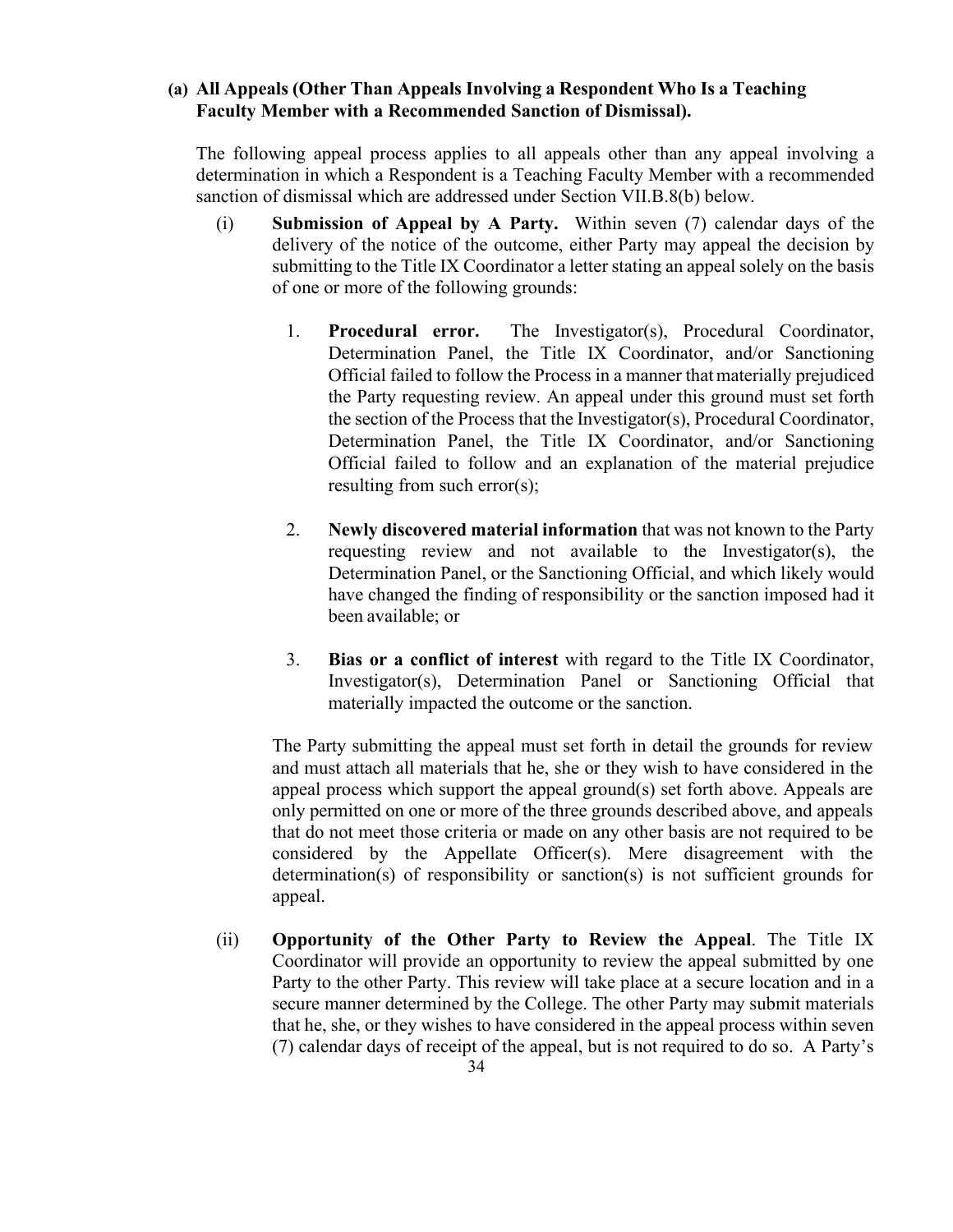**(a) All Appeals (Other Than Appeals Involving a Respondent Who Is a Teaching Faculty Member with a Recommended Sanction of Dismissal).**

The following appeal process applies to all appeals other than any appeal involving a determination in which a Respondent is a Teaching Faculty Member with a recommended sanction of dismissal which are addressed under Section VII.B.8(b) below.

(i) **Submission of Appeal by A Party.** Within seven (7) calendar days of the delivery of the notice of the outcome, either Party may appeal the decision by submitting to the Title IX Coordinator a letter stating an appeal solely on the basis of one or more of the following grounds:

1. **Procedural error.** The Investigator(s), Procedural Coordinator, Determination Panel, the Title IX Coordinator, and/or Sanctioning Official failed to follow the Process in a manner that materially prejudiced the Party requesting review. An appeal under this ground must set forth the section of the Process that the Investigator(s), Procedural Coordinator, Determination Panel, the Title IX Coordinator, and/or Sanctioning Official failed to follow and an explanation of the material prejudice resulting from such error(s);

2. **Newly discovered material information** that was not known to the Party requesting review and not available to the Investigator(s), the Determination Panel, or the Sanctioning Official, and which likely would have changed the finding of responsibility or the sanction imposed had it been available; or

3. **Bias or a conflict of interest** with regard to the Title IX Coordinator, Investigator(s), Determination Panel or Sanctioning Official that materially impacted the outcome or the sanction.

The Party submitting the appeal must set forth in detail the grounds for review and must attach all materials that he, she or they wish to have considered in the appeal process which support the appeal ground(s) set forth above. Appeals are only permitted on one or more of the three grounds described above, and appeals that do not meet those criteria or made on any other basis are not required to be considered by the Appellate Officer(s). Mere disagreement with the determination(s) of responsibility or sanction(s) is not sufficient grounds for appeal.

(ii) **Opportunity of the Other Party to Review the Appeal**. The Title IX Coordinator will provide an opportunity to review the appeal submitted by one Party to the other Party. This review will take place at a secure location and in a secure manner determined by the College. The other Party may submit materials that he, she, or they wishes to have considered in the appeal process within seven (7) calendar days of receipt of the appeal, but is not required to do so. A Party's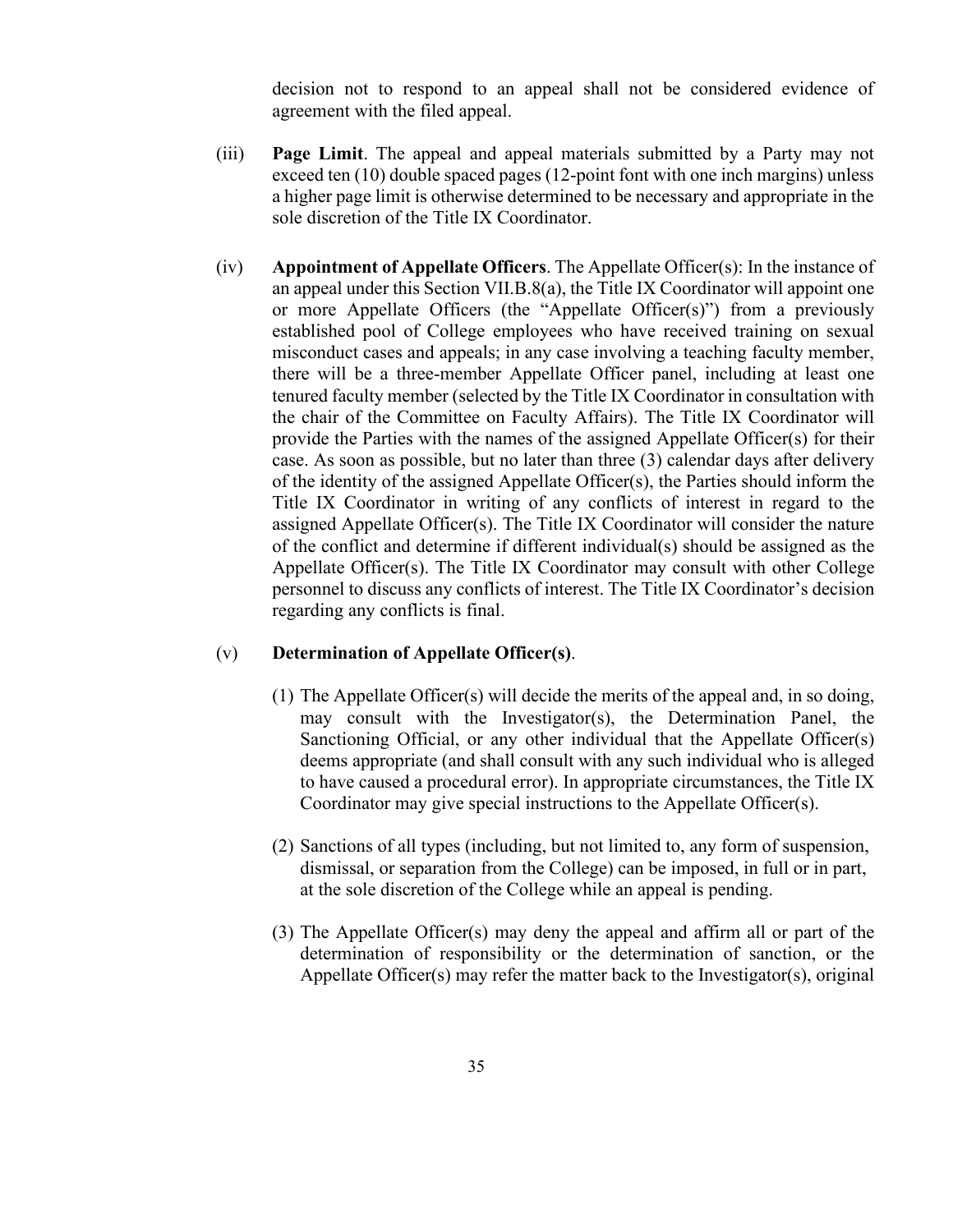decision not to respond to an appeal shall not be considered evidence of agreement with the filed appeal.

(iii) **Page Limit**. The appeal and appeal materials submitted by a Party may not exceed ten (10) double spaced pages (12-point font with one inch margins) unless a higher page limit is otherwise determined to be necessary and appropriate in the sole discretion of the Title IX Coordinator.

(iv) **Appointment of Appellate Officers**. The Appellate Officer(s): In the instance of an appeal under this Section VII.B.8(a), the Title IX Coordinator will appoint one or more Appellate Officers (the "Appellate Officer(s)") from a previously established pool of College employees who have received training on sexual misconduct cases and appeals; in any case involving a teaching faculty member, there will be a three-member Appellate Officer panel, including at least one tenured faculty member (selected by the Title IX Coordinator in consultation with the chair of the Committee on Faculty Affairs). The Title IX Coordinator will provide the Parties with the names of the assigned Appellate Officer(s) for their case. As soon as possible, but no later than three (3) calendar days after delivery of the identity of the assigned Appellate Officer(s), the Parties should inform the Title IX Coordinator in writing of any conflicts of interest in regard to the assigned Appellate Officer(s). The Title IX Coordinator will consider the nature of the conflict and determine if different individual(s) should be assigned as the Appellate Officer(s). The Title IX Coordinator may consult with other College personnel to discuss any conflicts of interest. The Title IX Coordinator's decision regarding any conflicts is final.

(v) **Determination of Appellate Officer(s)**.

(1) The Appellate Officer(s) will decide the merits of the appeal and, in so doing, may consult with the Investigator(s), the Determination Panel, the Sanctioning Official, or any other individual that the Appellate Officer(s) deems appropriate (and shall consult with any such individual who is alleged to have caused a procedural error). In appropriate circumstances, the Title IX Coordinator may give special instructions to the Appellate Officer(s).

(2) Sanctions of all types (including, but not limited to, any form of suspension, dismissal, or separation from the College) can be imposed, in full or in part, at the sole discretion of the College while an appeal is pending.

(3) The Appellate Officer(s) may deny the appeal and affirm all or part of the determination of responsibility or the determination of sanction, or the Appellate Officer(s) may refer the matter back to the Investigator(s), original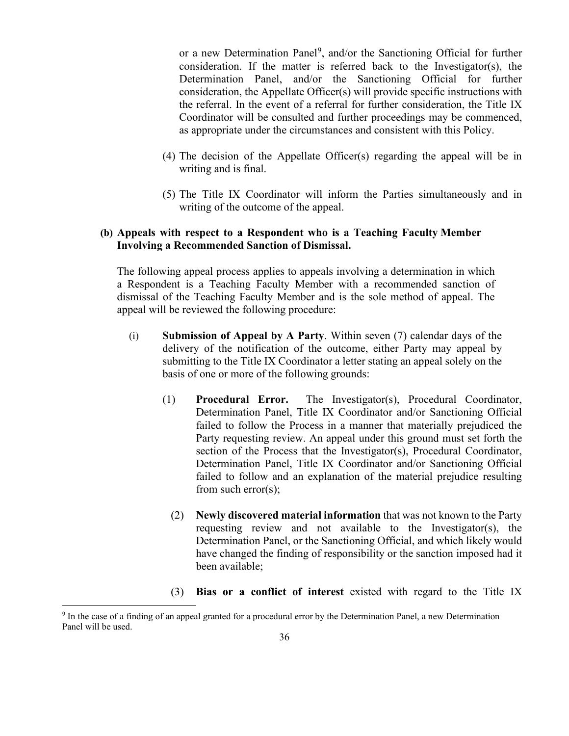or a new Determination Panel[9], and/or the Sanctioning Official for further consideration. If the matter is referred back to the Investigator(s), the Determination Panel, and/or the Sanctioning Official for further consideration, the Appellate Officer(s) will provide specific instructions with the referral. In the event of a referral for further consideration, the Title IX Coordinator will be consulted and further proceedings may be commenced, as appropriate under the circumstances and consistent with this Policy.

(4) The decision of the Appellate Officer(s) regarding the appeal will be in writing and is final.

(5) The Title IX Coordinator will inform the Parties simultaneously and in writing of the outcome of the appeal.

**(b) Appeals with respect to a Respondent who is a Teaching Faculty Member Involving a Recommended Sanction of Dismissal.**

The following appeal process applies to appeals involving a determination in which a Respondent is a Teaching Faculty Member with a recommended sanction of dismissal of the Teaching Faculty Member and is the sole method of appeal. The appeal will be reviewed the following procedure:

(i) **Submission of Appeal by A Party**. Within seven (7) calendar days of the delivery of the notification of the outcome, either Party may appeal by submitting to the Title IX Coordinator a letter stating an appeal solely on the basis of one or more of the following grounds:

(1) **Procedural Error.** The Investigator(s), Procedural Coordinator, Determination Panel, Title IX Coordinator and/or Sanctioning Official failed to follow the Process in a manner that materially prejudiced the Party requesting review. An appeal under this ground must set forth the section of the Process that the Investigator(s), Procedural Coordinator, Determination Panel, Title IX Coordinator and/or Sanctioning Official failed to follow and an explanation of the material prejudice resulting from such error(s);

(2) **Newly discovered material information** that was not known to the Party requesting review and not available to the Investigator(s), the Determination Panel, or the Sanctioning Official, and which likely would have changed the finding of responsibility or the sanction imposed had it been available;

(3) **Bias or a conflict of interest** existed with regard to the Title IX

[9] In the case of a finding of an appeal granted for a procedural error by the Determination Panel, a new Determination Panel will be used.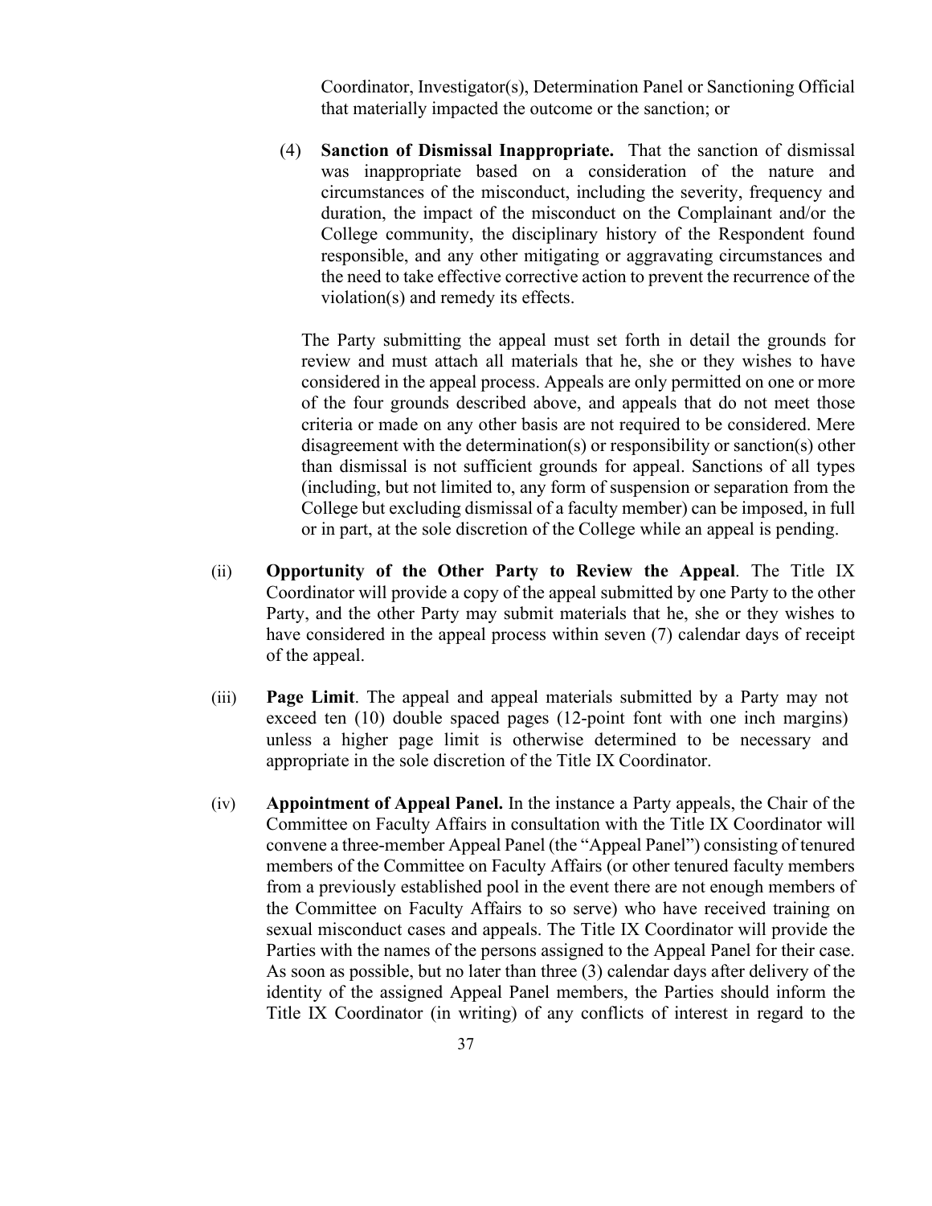Coordinator, Investigator(s), Determination Panel or Sanctioning Official that materially impacted the outcome or the sanction; or

(4) **Sanction of Dismissal Inappropriate.** That the sanction of dismissal was inappropriate based on a consideration of the nature and circumstances of the misconduct, including the severity, frequency and duration, the impact of the misconduct on the Complainant and/or the College community, the disciplinary history of the Respondent found responsible, and any other mitigating or aggravating circumstances and the need to take effective corrective action to prevent the recurrence of the violation(s) and remedy its effects.

The Party submitting the appeal must set forth in detail the grounds for review and must attach all materials that he, she or they wishes to have considered in the appeal process. Appeals are only permitted on one or more of the four grounds described above, and appeals that do not meet those criteria or made on any other basis are not required to be considered. Mere disagreement with the determination(s) or responsibility or sanction(s) other than dismissal is not sufficient grounds for appeal. Sanctions of all types (including, but not limited to, any form of suspension or separation from the College but excluding dismissal of a faculty member) can be imposed, in full or in part, at the sole discretion of the College while an appeal is pending.

(ii) **Opportunity of the Other Party to Review the Appeal**. The Title IX Coordinator will provide a copy of the appeal submitted by one Party to the other Party, and the other Party may submit materials that he, she or they wishes to have considered in the appeal process within seven (7) calendar days of receipt of the appeal.

(iii) **Page Limit**. The appeal and appeal materials submitted by a Party may not exceed ten (10) double spaced pages (12-point font with one inch margins) unless a higher page limit is otherwise determined to be necessary and appropriate in the sole discretion of the Title IX Coordinator.

(iv) **Appointment of Appeal Panel.** In the instance a Party appeals, the Chair of the Committee on Faculty Affairs in consultation with the Title IX Coordinator will convene a three-member Appeal Panel (the "Appeal Panel") consisting of tenured members of the Committee on Faculty Affairs (or other tenured faculty members from a previously established pool in the event there are not enough members of the Committee on Faculty Affairs to so serve) who have received training on sexual misconduct cases and appeals. The Title IX Coordinator will provide the Parties with the names of the persons assigned to the Appeal Panel for their case. As soon as possible, but no later than three (3) calendar days after delivery of the identity of the assigned Appeal Panel members, the Parties should inform the Title IX Coordinator (in writing) of any conflicts of interest in regard to the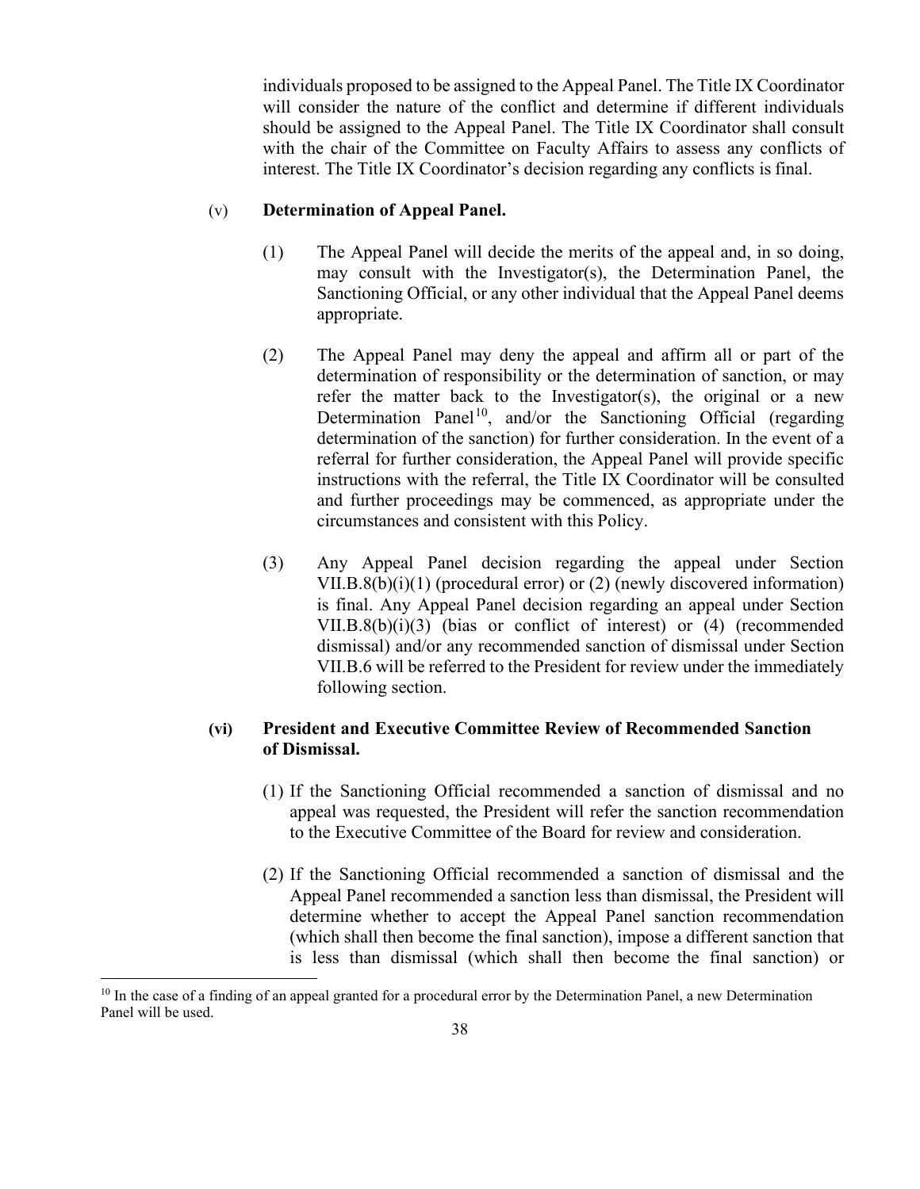individuals proposed to be assigned to the Appeal Panel. The Title IX Coordinator will consider the nature of the conflict and determine if different individuals should be assigned to the Appeal Panel. The Title IX Coordinator shall consult with the chair of the Committee on Faculty Affairs to assess any conflicts of interest. The Title IX Coordinator's decision regarding any conflicts is final.

(v) **Determination of Appeal Panel.**

(1) The Appeal Panel will decide the merits of the appeal and, in so doing, may consult with the Investigator(s), the Determination Panel, the Sanctioning Official, or any other individual that the Appeal Panel deems appropriate.

(2) The Appeal Panel may deny the appeal and affirm all or part of the determination of responsibility or the determination of sanction, or may refer the matter back to the Investigator(s), the original or a new Determination Panel[10], and/or the Sanctioning Official (regarding determination of the sanction) for further consideration. In the event of a referral for further consideration, the Appeal Panel will provide specific instructions with the referral, the Title IX Coordinator will be consulted and further proceedings may be commenced, as appropriate under the circumstances and consistent with this Policy.

(3) Any Appeal Panel decision regarding the appeal under Section VII.B.8(b)(i)(1) (procedural error) or (2) (newly discovered information) is final. Any Appeal Panel decision regarding an appeal under Section VII.B.8(b)(i)(3) (bias or conflict of interest) or (4) (recommended dismissal) and/or any recommended sanction of dismissal under Section VII.B.6 will be referred to the President for review under the immediately following section.

**(vi) President and Executive Committee Review of Recommended Sanction of Dismissal.**

(1) If the Sanctioning Official recommended a sanction of dismissal and no appeal was requested, the President will refer the sanction recommendation to the Executive Committee of the Board for review and consideration.

(2) If the Sanctioning Official recommended a sanction of dismissal and the Appeal Panel recommended a sanction less than dismissal, the President will determine whether to accept the Appeal Panel sanction recommendation (which shall then become the final sanction), impose a different sanction that is less than dismissal (which shall then become the final sanction) or

[10] In the case of a finding of an appeal granted for a procedural error by the Determination Panel, a new Determination Panel will be used.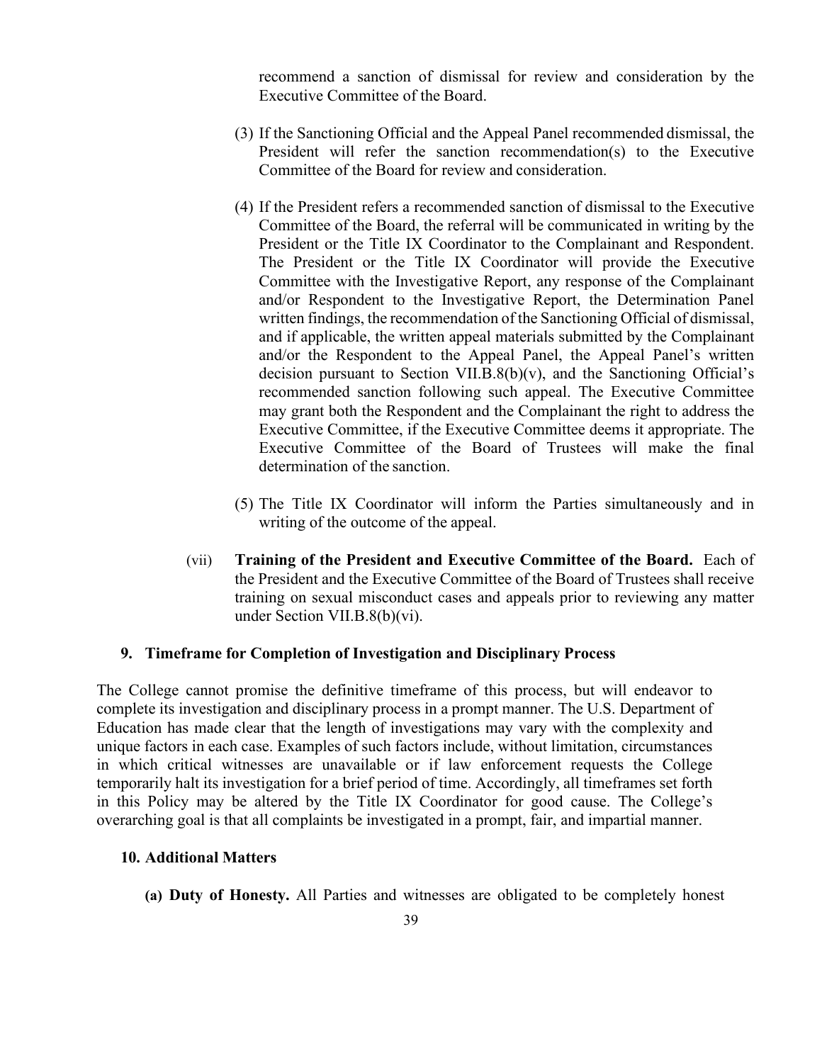recommend a sanction of dismissal for review and consideration by the Executive Committee of the Board.

(3) If the Sanctioning Official and the Appeal Panel recommended dismissal, the President will refer the sanction recommendation(s) to the Executive Committee of the Board for review and consideration.

(4) If the President refers a recommended sanction of dismissal to the Executive Committee of the Board, the referral will be communicated in writing by the President or the Title IX Coordinator to the Complainant and Respondent. The President or the Title IX Coordinator will provide the Executive Committee with the Investigative Report, any response of the Complainant and/or Respondent to the Investigative Report, the Determination Panel written findings, the recommendation of the Sanctioning Official of dismissal, and if applicable, the written appeal materials submitted by the Complainant and/or the Respondent to the Appeal Panel, the Appeal Panel's written decision pursuant to Section VII.B.8(b)(v), and the Sanctioning Official's recommended sanction following such appeal. The Executive Committee may grant both the Respondent and the Complainant the right to address the Executive Committee, if the Executive Committee deems it appropriate. The Executive Committee of the Board of Trustees will make the final determination of the sanction.

(5) The Title IX Coordinator will inform the Parties simultaneously and in writing of the outcome of the appeal.

(vii) **Training of the President and Executive Committee of the Board.** Each of the President and the Executive Committee of the Board of Trustees shall receive training on sexual misconduct cases and appeals prior to reviewing any matter under Section VII.B.8(b)(vi).

### 9. Timeframe for Completion of Investigation and Disciplinary Process

The College cannot promise the definitive timeframe of this process, but will endeavor to complete its investigation and disciplinary process in a prompt manner. The U.S. Department of Education has made clear that the length of investigations may vary with the complexity and unique factors in each case. Examples of such factors include, without limitation, circumstances in which critical witnesses are unavailable or if law enforcement requests the College temporarily halt its investigation for a brief period of time. Accordingly, all timeframes set forth in this Policy may be altered by the Title IX Coordinator for good cause. The College's overarching goal is that all complaints be investigated in a prompt, fair, and impartial manner.

### 10. Additional Matters

**(a) Duty of Honesty.** All Parties and witnesses are obligated to be completely honest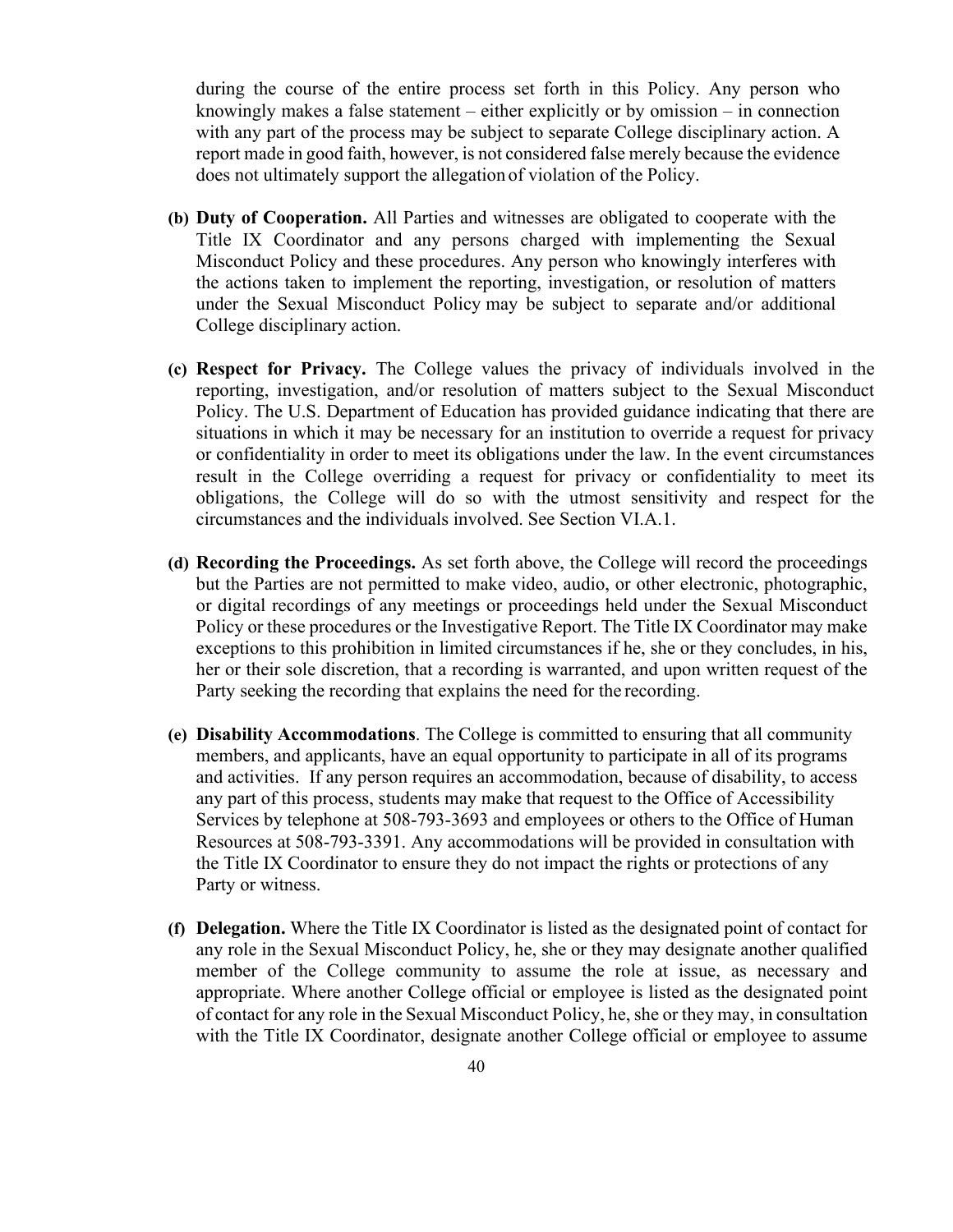during the course of the entire process set forth in this Policy. Any person who knowingly makes a false statement – either explicitly or by omission – in connection with any part of the process may be subject to separate College disciplinary action. A report made in good faith, however, is not considered false merely because the evidence does not ultimately support the allegation of violation of the Policy.

**(b) Duty of Cooperation.** All Parties and witnesses are obligated to cooperate with the Title IX Coordinator and any persons charged with implementing the Sexual Misconduct Policy and these procedures. Any person who knowingly interferes with the actions taken to implement the reporting, investigation, or resolution of matters under the Sexual Misconduct Policy may be subject to separate and/or additional College disciplinary action.

**(c) Respect for Privacy.** The College values the privacy of individuals involved in the reporting, investigation, and/or resolution of matters subject to the Sexual Misconduct Policy. The U.S. Department of Education has provided guidance indicating that there are situations in which it may be necessary for an institution to override a request for privacy or confidentiality in order to meet its obligations under the law. In the event circumstances result in the College overriding a request for privacy or confidentiality to meet its obligations, the College will do so with the utmost sensitivity and respect for the circumstances and the individuals involved. See Section VI.A.1.

**(d) Recording the Proceedings.** As set forth above, the College will record the proceedings but the Parties are not permitted to make video, audio, or other electronic, photographic, or digital recordings of any meetings or proceedings held under the Sexual Misconduct Policy or these procedures or the Investigative Report. The Title IX Coordinator may make exceptions to this prohibition in limited circumstances if he, she or they concludes, in his, her or their sole discretion, that a recording is warranted, and upon written request of the Party seeking the recording that explains the need for the recording.

**(e) Disability Accommodations**. The College is committed to ensuring that all community members, and applicants, have an equal opportunity to participate in all of its programs and activities. If any person requires an accommodation, because of disability, to access any part of this process, students may make that request to the Office of Accessibility Services by telephone at 508-793-3693 and employees or others to the Office of Human Resources at 508-793-3391. Any accommodations will be provided in consultation with the Title IX Coordinator to ensure they do not impact the rights or protections of any Party or witness.

**(f) Delegation.** Where the Title IX Coordinator is listed as the designated point of contact for any role in the Sexual Misconduct Policy, he, she or they may designate another qualified member of the College community to assume the role at issue, as necessary and appropriate. Where another College official or employee is listed as the designated point of contact for any role in the Sexual Misconduct Policy, he, she or they may, in consultation with the Title IX Coordinator, designate another College official or employee to assume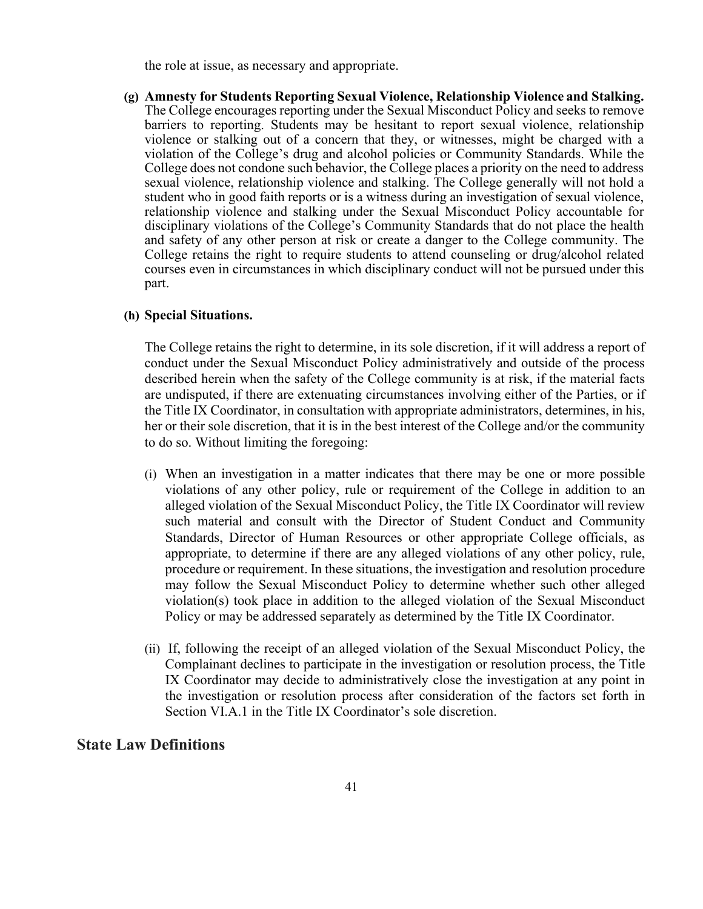the role at issue, as necessary and appropriate.

**(g) Amnesty for Students Reporting Sexual Violence, Relationship Violence and Stalking.** The College encourages reporting under the Sexual Misconduct Policy and seeks to remove barriers to reporting. Students may be hesitant to report sexual violence, relationship violence or stalking out of a concern that they, or witnesses, might be charged with a violation of the College's drug and alcohol policies or Community Standards. While the College does not condone such behavior, the College places a priority on the need to address sexual violence, relationship violence and stalking. The College generally will not hold a student who in good faith reports or is a witness during an investigation of sexual violence, relationship violence and stalking under the Sexual Misconduct Policy accountable for disciplinary violations of the College's Community Standards that do not place the health and safety of any other person at risk or create a danger to the College community. The College retains the right to require students to attend counseling or drug/alcohol related courses even in circumstances in which disciplinary conduct will not be pursued under this part.

**(h) Special Situations.**

The College retains the right to determine, in its sole discretion, if it will address a report of conduct under the Sexual Misconduct Policy administratively and outside of the process described herein when the safety of the College community is at risk, if the material facts are undisputed, if there are extenuating circumstances involving either of the Parties, or if the Title IX Coordinator, in consultation with appropriate administrators, determines, in his, her or their sole discretion, that it is in the best interest of the College and/or the community to do so. Without limiting the foregoing:

(i) When an investigation in a matter indicates that there may be one or more possible violations of any other policy, rule or requirement of the College in addition to an alleged violation of the Sexual Misconduct Policy, the Title IX Coordinator will review such material and consult with the Director of Student Conduct and Community Standards, Director of Human Resources or other appropriate College officials, as appropriate, to determine if there are any alleged violations of any other policy, rule, procedure or requirement. In these situations, the investigation and resolution procedure may follow the Sexual Misconduct Policy to determine whether such other alleged violation(s) took place in addition to the alleged violation of the Sexual Misconduct Policy or may be addressed separately as determined by the Title IX Coordinator.

(ii) If, following the receipt of an alleged violation of the Sexual Misconduct Policy, the Complainant declines to participate in the investigation or resolution process, the Title IX Coordinator may decide to administratively close the investigation at any point in the investigation or resolution process after consideration of the factors set forth in Section VI.A.1 in the Title IX Coordinator's sole discretion.

## State Law Definitions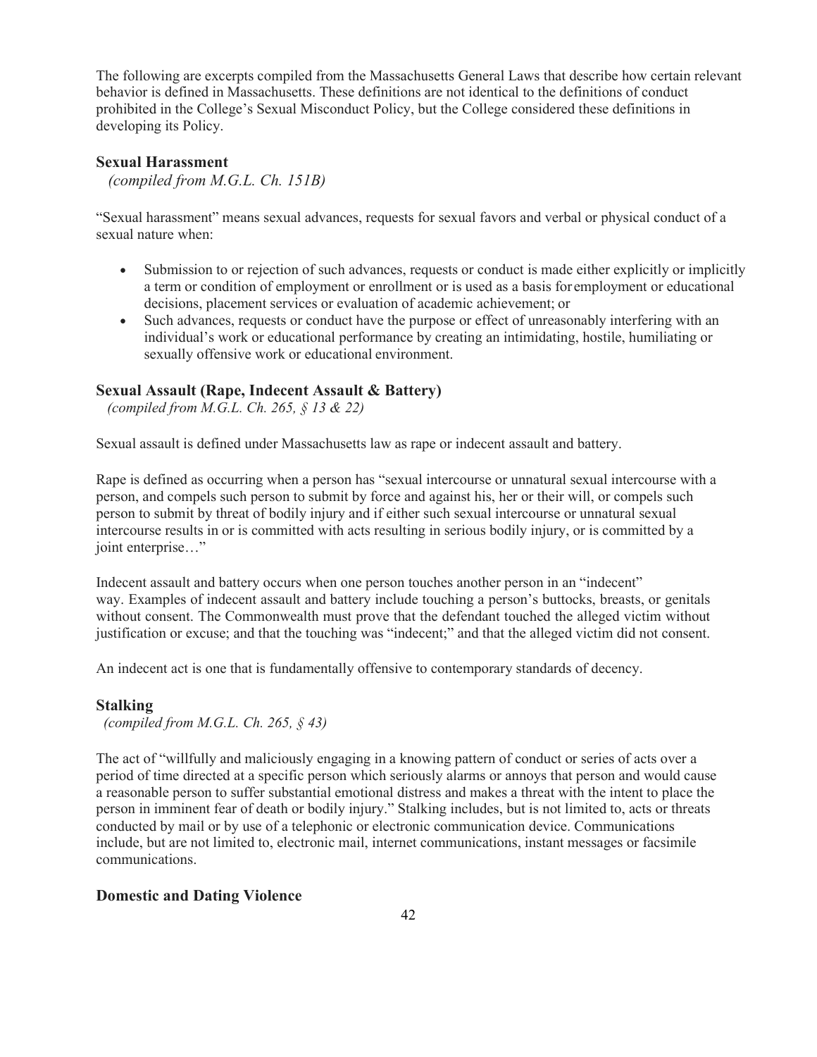The following are excerpts compiled from the Massachusetts General Laws that describe how certain relevant behavior is defined in Massachusetts. These definitions are not identical to the definitions of conduct prohibited in the College's Sexual Misconduct Policy, but the College considered these definitions in developing its Policy.

### Sexual Harassment

*(compiled from M.G.L. Ch. 151B)*

"Sexual harassment" means sexual advances, requests for sexual favors and verbal or physical conduct of a sexual nature when:

- Submission to or rejection of such advances, requests or conduct is made either explicitly or implicitly a term or condition of employment or enrollment or is used as a basis for employment or educational decisions, placement services or evaluation of academic achievement; or
- Such advances, requests or conduct have the purpose or effect of unreasonably interfering with an individual's work or educational performance by creating an intimidating, hostile, humiliating or sexually offensive work or educational environment.

### Sexual Assault (Rape, Indecent Assault & Battery)

*(compiled from M.G.L. Ch. 265, § 13 & 22)*

Sexual assault is defined under Massachusetts law as rape or indecent assault and battery.

Rape is defined as occurring when a person has "sexual intercourse or unnatural sexual intercourse with a person, and compels such person to submit by force and against his, her or their will, or compels such person to submit by threat of bodily injury and if either such sexual intercourse or unnatural sexual intercourse results in or is committed with acts resulting in serious bodily injury, or is committed by a joint enterprise…"

Indecent assault and battery occurs when one person touches another person in an "indecent" way. Examples of indecent assault and battery include touching a person's buttocks, breasts, or genitals without consent. The Commonwealth must prove that the defendant touched the alleged victim without justification or excuse; and that the touching was "indecent;" and that the alleged victim did not consent.

An indecent act is one that is fundamentally offensive to contemporary standards of decency.

### Stalking

*(compiled from M.G.L. Ch. 265, § 43)*

The act of "willfully and maliciously engaging in a knowing pattern of conduct or series of acts over a period of time directed at a specific person which seriously alarms or annoys that person and would cause a reasonable person to suffer substantial emotional distress and makes a threat with the intent to place the person in imminent fear of death or bodily injury." Stalking includes, but is not limited to, acts or threats conducted by mail or by use of a telephonic or electronic communication device. Communications include, but are not limited to, electronic mail, internet communications, instant messages or facsimile communications.

### Domestic and Dating Violence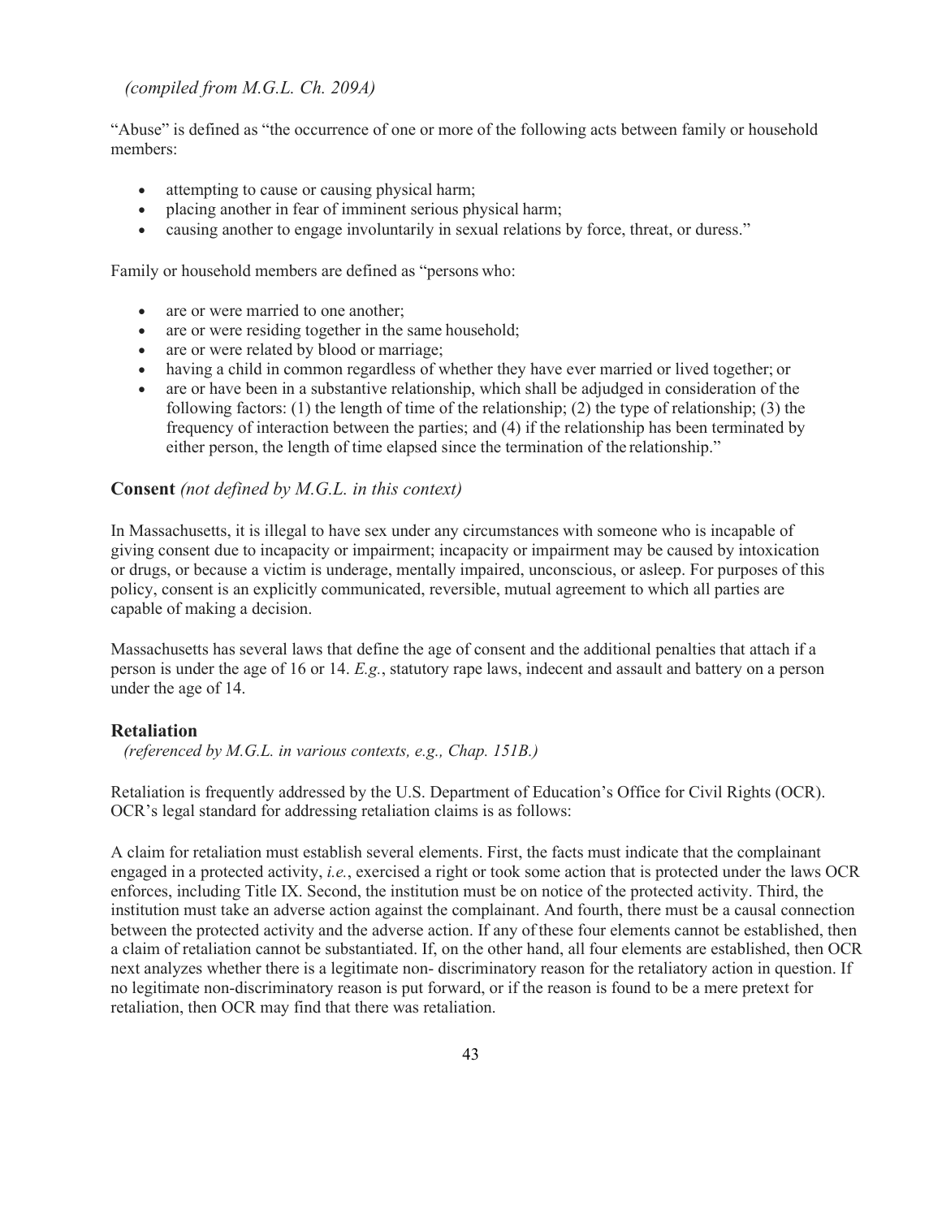*(compiled from M.G.L. Ch. 209A)*

"Abuse" is defined as "the occurrence of one or more of the following acts between family or household members:

- attempting to cause or causing physical harm;
- placing another in fear of imminent serious physical harm;
- causing another to engage involuntarily in sexual relations by force, threat, or duress."

Family or household members are defined as "persons who:

- are or were married to one another;
- are or were residing together in the same household;
- are or were related by blood or marriage;
- having a child in common regardless of whether they have ever married or lived together; or
- are or have been in a substantive relationship, which shall be adjudged in consideration of the following factors: (1) the length of time of the relationship; (2) the type of relationship; (3) the frequency of interaction between the parties; and (4) if the relationship has been terminated by either person, the length of time elapsed since the termination of the relationship."

### Consent *(not defined by M.G.L. in this context)*

In Massachusetts, it is illegal to have sex under any circumstances with someone who is incapable of giving consent due to incapacity or impairment; incapacity or impairment may be caused by intoxication or drugs, or because a victim is underage, mentally impaired, unconscious, or asleep. For purposes of this policy, consent is an explicitly communicated, reversible, mutual agreement to which all parties are capable of making a decision.

Massachusetts has several laws that define the age of consent and the additional penalties that attach if a person is under the age of 16 or 14. *E.g.*, statutory rape laws, indecent and assault and battery on a person under the age of 14.

### Retaliation

*(referenced by M.G.L. in various contexts, e.g., Chap. 151B.)*

Retaliation is frequently addressed by the U.S. Department of Education's Office for Civil Rights (OCR). OCR's legal standard for addressing retaliation claims is as follows:

A claim for retaliation must establish several elements. First, the facts must indicate that the complainant engaged in a protected activity, *i.e.*, exercised a right or took some action that is protected under the laws OCR enforces, including Title IX. Second, the institution must be on notice of the protected activity. Third, the institution must take an adverse action against the complainant. And fourth, there must be a causal connection between the protected activity and the adverse action. If any of these four elements cannot be established, then a claim of retaliation cannot be substantiated. If, on the other hand, all four elements are established, then OCR next analyzes whether there is a legitimate non- discriminatory reason for the retaliatory action in question. If no legitimate non-discriminatory reason is put forward, or if the reason is found to be a mere pretext for retaliation, then OCR may find that there was retaliation.